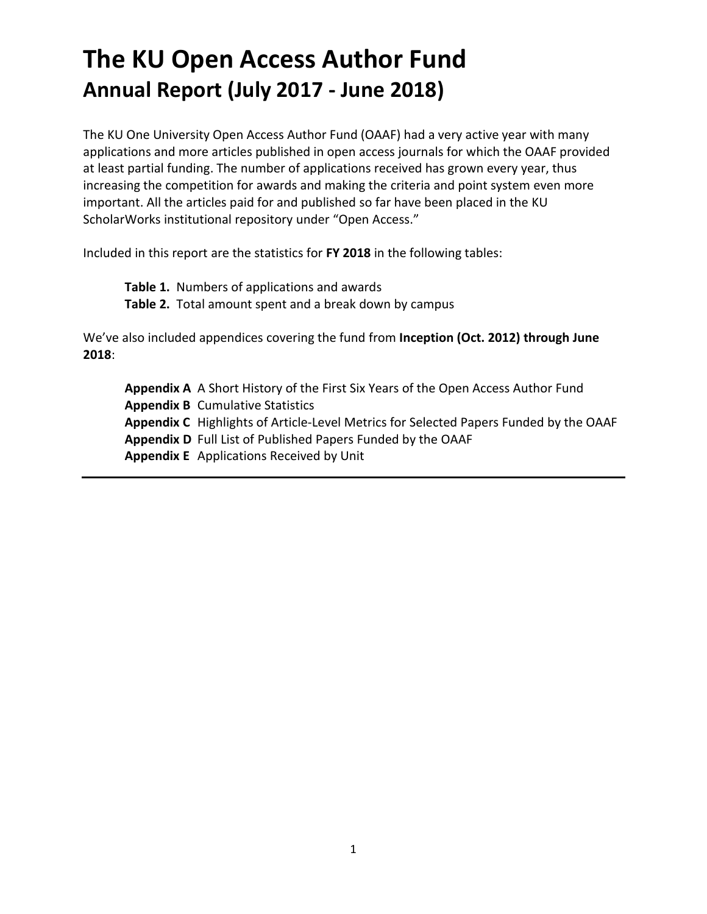# The KU Open Access Author Fund

## Annual Report (July 2017 - June 2018)

The KU One University Open Access Author Fund (OAAF) had a very active year with many applications and more articles published in open access journals for which the OAAF provided at least partial funding. The number of applications received has grown every year, thus increasing the competition for awards and making the criteria and point system even more important. All the articles paid for and published so far have been placed in the KU ScholarWorks institutional repository under "Open Access."

Included in this report are the statistics for **FY 2018** in the following tables:

> **Table 1.** Numbers of applications and awards
> **Table 2.** Total amount spent and a break down by campus

We've also included appendices covering the fund from **Inception (Oct. 2012) through June 2018**:

> **Appendix A** A Short History of the First Six Years of the Open Access Author Fund
> **Appendix B** Cumulative Statistics
> **Appendix C** Highlights of Article-Level Metrics for Selected Papers Funded by the OAAF
> **Appendix D** Full List of Published Papers Funded by the OAAF
> **Appendix E** Applications Received by Unit

---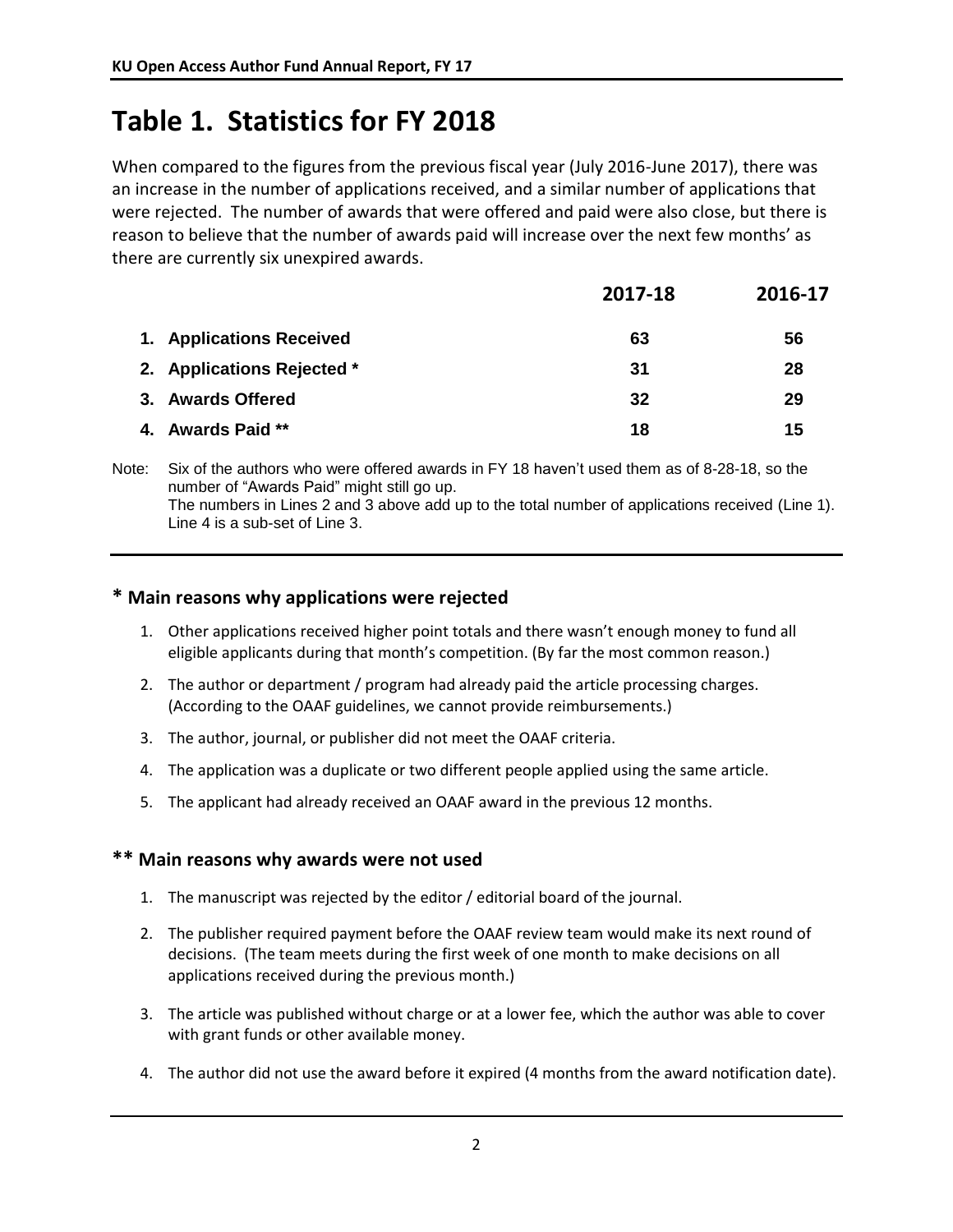# Table 1. Statistics for FY 2018

When compared to the figures from the previous fiscal year (July 2016-June 2017), there was an increase in the number of applications received, and a similar number of applications that were rejected. The number of awards that were offered and paid were also close, but there is reason to believe that the number of awards paid will increase over the next few months' as there are currently six unexpired awards.

| | 2017-18 | 2016-17 |
|---|---|---|
| **1. Applications Received** | **63** | **56** |
| **2. Applications Rejected *** | **31** | **28** |
| **3. Awards Offered** | **32** | **29** |
| **4. Awards Paid **** | **18** | **15** |

Note: Six of the authors who were offered awards in FY 18 haven't used them as of 8-28-18, so the number of "Awards Paid" might still go up.
The numbers in Lines 2 and 3 above add up to the total number of applications received (Line 1). Line 4 is a sub-set of Line 3.

### * Main reasons why applications were rejected

1. Other applications received higher point totals and there wasn't enough money to fund all eligible applicants during that month's competition. (By far the most common reason.)
2. The author or department / program had already paid the article processing charges. (According to the OAAF guidelines, we cannot provide reimbursements.)
3. The author, journal, or publisher did not meet the OAAF criteria.
4. The application was a duplicate or two different people applied using the same article.
5. The applicant had already received an OAAF award in the previous 12 months.

### ** Main reasons why awards were not used

1. The manuscript was rejected by the editor / editorial board of the journal.
2. The publisher required payment before the OAAF review team would make its next round of decisions. (The team meets during the first week of one month to make decisions on all applications received during the previous month.)
3. The article was published without charge or at a lower fee, which the author was able to cover with grant funds or other available money.
4. The author did not use the award before it expired (4 months from the award notification date).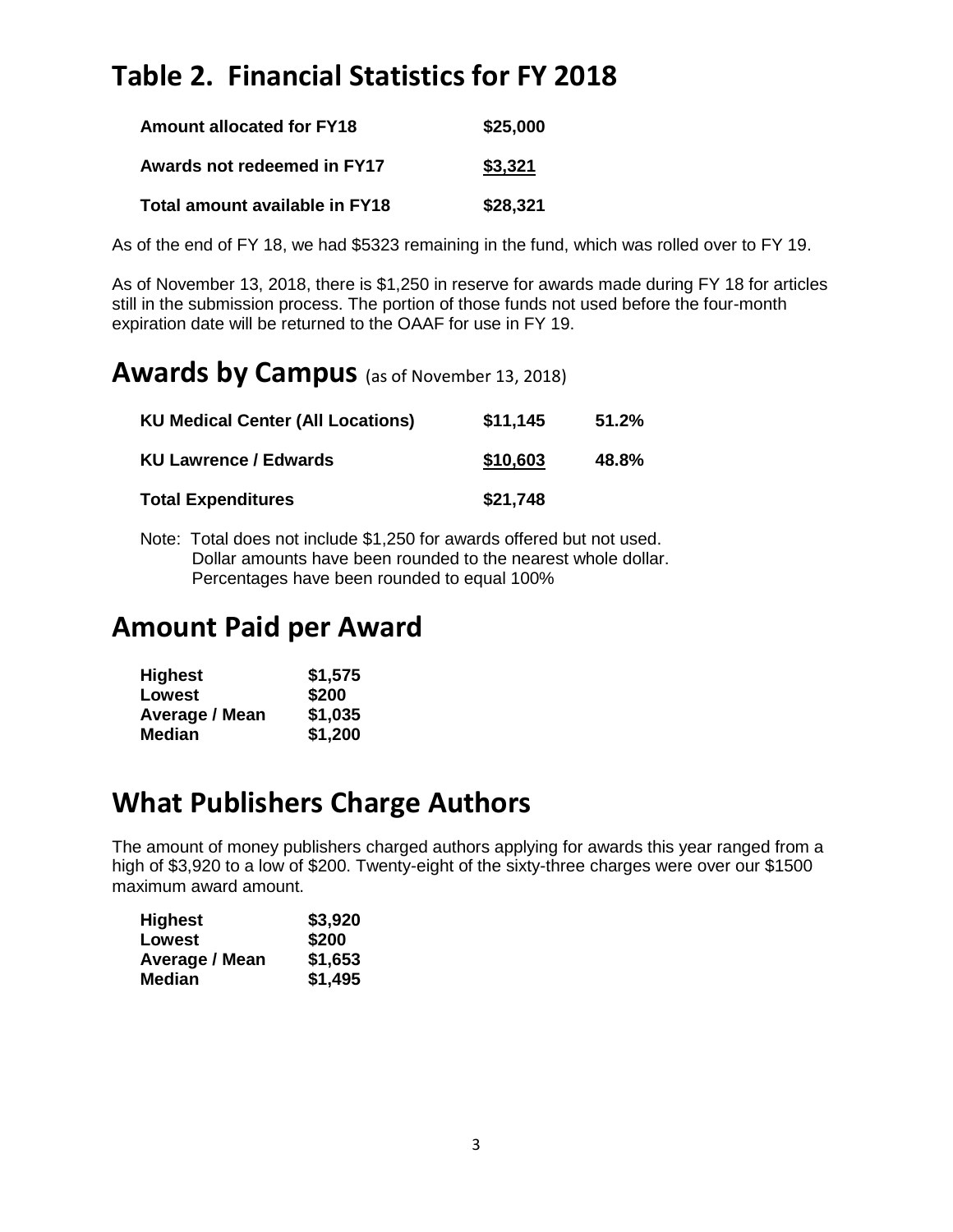# Table 2. Financial Statistics for FY 2018

| | |
|---|---|
| **Amount allocated for FY18** | **$25,000** |
| **Awards not redeemed in FY17** | **$3,321** |
| **Total amount available in FY18** | **$28,321** |

As of the end of FY 18, we had $5323 remaining in the fund, which was rolled over to FY 19.

As of November 13, 2018, there is $1,250 in reserve for awards made during FY 18 for articles still in the submission process. The portion of those funds not used before the four-month expiration date will be returned to the OAAF for use in FY 19.

# Awards by Campus (as of November 13, 2018)

| | | |
|---|---|---|
| **KU Medical Center (All Locations)** | **$11,145** | **51.2%** |
| **KU Lawrence / Edwards** | **$10,603** | **48.8%** |
| **Total Expenditures** | **$21,748** | |

Note: Total does not include $1,250 for awards offered but not used.
Dollar amounts have been rounded to the nearest whole dollar.
Percentages have been rounded to equal 100%

# Amount Paid per Award

| | |
|---|---|
| **Highest** | **$1,575** |
| **Lowest** | **$200** |
| **Average / Mean** | **$1,035** |
| **Median** | **$1,200** |

# What Publishers Charge Authors

The amount of money publishers charged authors applying for awards this year ranged from a high of $3,920 to a low of $200. Twenty-eight of the sixty-three charges were over our $1500 maximum award amount.

| | |
|---|---|
| **Highest** | **$3,920** |
| **Lowest** | **$200** |
| **Average / Mean** | **$1,653** |
| **Median** | **$1,495** |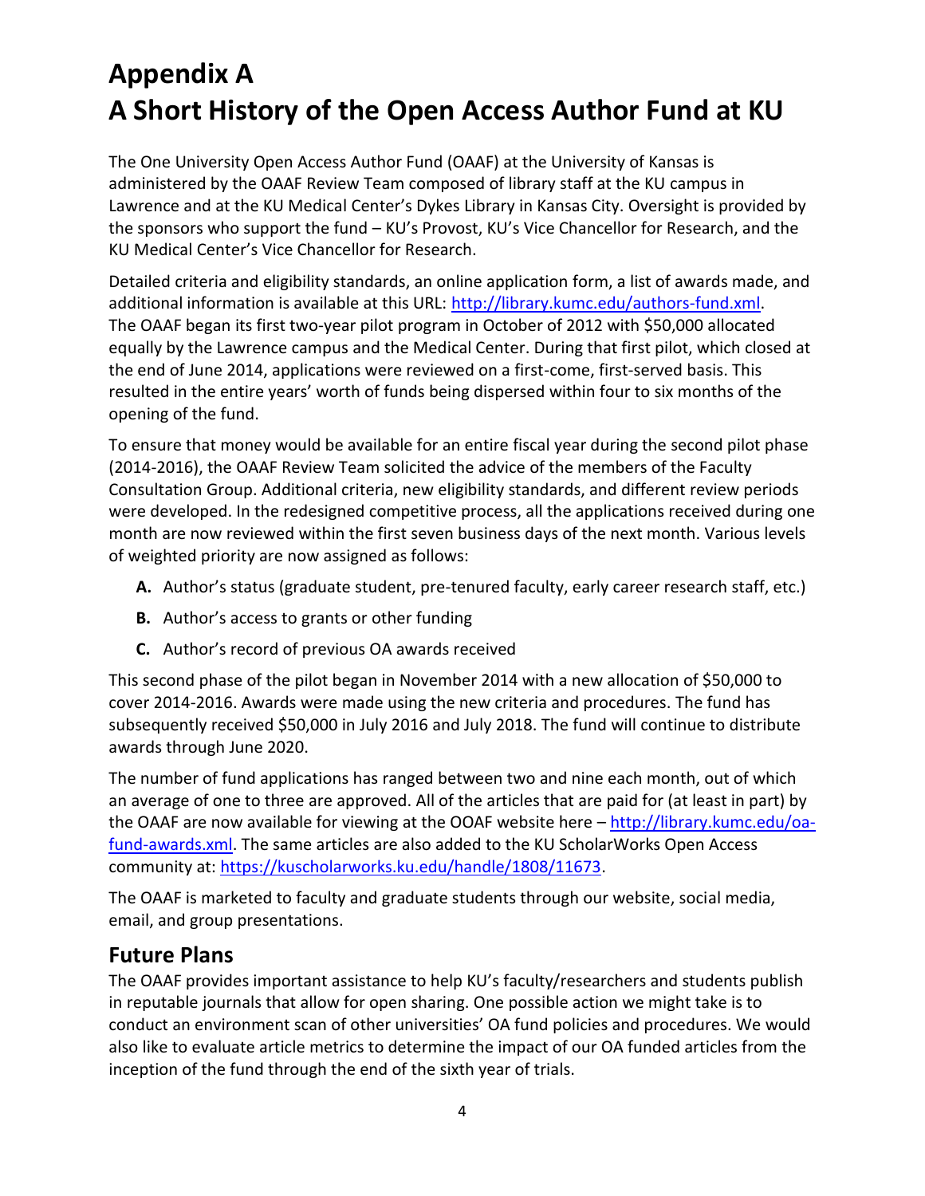# Appendix A
# A Short History of the Open Access Author Fund at KU

The One University Open Access Author Fund (OAAF) at the University of Kansas is administered by the OAAF Review Team composed of library staff at the KU campus in Lawrence and at the KU Medical Center's Dykes Library in Kansas City. Oversight is provided by the sponsors who support the fund – KU's Provost, KU's Vice Chancellor for Research, and the KU Medical Center's Vice Chancellor for Research.

Detailed criteria and eligibility standards, an online application form, a list of awards made, and additional information is available at this URL: http://library.kumc.edu/authors-fund.xml. The OAAF began its first two-year pilot program in October of 2012 with $50,000 allocated equally by the Lawrence campus and the Medical Center. During that first pilot, which closed at the end of June 2014, applications were reviewed on a first-come, first-served basis. This resulted in the entire years' worth of funds being dispersed within four to six months of the opening of the fund.

To ensure that money would be available for an entire fiscal year during the second pilot phase (2014-2016), the OAAF Review Team solicited the advice of the members of the Faculty Consultation Group. Additional criteria, new eligibility standards, and different review periods were developed. In the redesigned competitive process, all the applications received during one month are now reviewed within the first seven business days of the next month. Various levels of weighted priority are now assigned as follows:

- **A.** Author's status (graduate student, pre-tenured faculty, early career research staff, etc.)
- **B.** Author's access to grants or other funding
- **C.** Author's record of previous OA awards received

This second phase of the pilot began in November 2014 with a new allocation of $50,000 to cover 2014-2016. Awards were made using the new criteria and procedures. The fund has subsequently received $50,000 in July 2016 and July 2018. The fund will continue to distribute awards through June 2020.

The number of fund applications has ranged between two and nine each month, out of which an average of one to three are approved. All of the articles that are paid for (at least in part) by the OAAF are now available for viewing at the OOAF website here – http://library.kumc.edu/oa-fund-awards.xml. The same articles are also added to the KU ScholarWorks Open Access community at: https://kuscholarworks.ku.edu/handle/1808/11673.

The OAAF is marketed to faculty and graduate students through our website, social media, email, and group presentations.

## Future Plans

The OAAF provides important assistance to help KU's faculty/researchers and students publish in reputable journals that allow for open sharing. One possible action we might take is to conduct an environment scan of other universities' OA fund policies and procedures. We would also like to evaluate article metrics to determine the impact of our OA funded articles from the inception of the fund through the end of the sixth year of trials.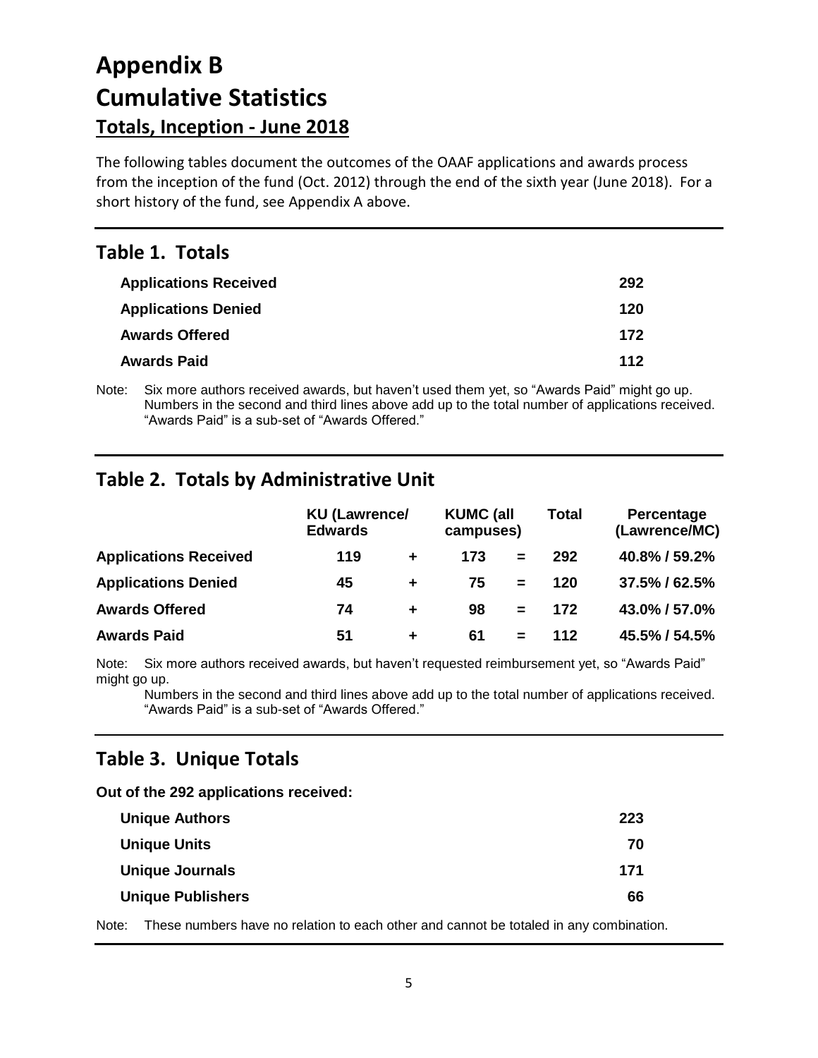# Appendix B

# Cumulative Statistics

## Totals, Inception - June 2018

The following tables document the outcomes of the OAAF applications and awards process from the inception of the fund (Oct. 2012) through the end of the sixth year (June 2018). For a short history of the fund, see Appendix A above.

## Table 1. Totals

| | |
|---|---|
| **Applications Received** | **292** |
| **Applications Denied** | **120** |
| **Awards Offered** | **172** |
| **Awards Paid** | **112** |

Note: Six more authors received awards, but haven't used them yet, so "Awards Paid" might go up. Numbers in the second and third lines above add up to the total number of applications received. "Awards Paid" is a sub-set of "Awards Offered."

## Table 2. Totals by Administrative Unit

| | KU (Lawrence/ Edwards | | KUMC (all campuses) | | Total | Percentage (Lawrence/MC) |
|---|---|---|---|---|---|---|
| **Applications Received** | **119** | **+** | **173** | **=** | **292** | **40.8% / 59.2%** |
| **Applications Denied** | **45** | **+** | **75** | **=** | **120** | **37.5% / 62.5%** |
| **Awards Offered** | **74** | **+** | **98** | **=** | **172** | **43.0% / 57.0%** |
| **Awards Paid** | **51** | **+** | **61** | **=** | **112** | **45.5% / 54.5%** |

Note: Six more authors received awards, but haven't requested reimbursement yet, so "Awards Paid" might go up.

Numbers in the second and third lines above add up to the total number of applications received. "Awards Paid" is a sub-set of "Awards Offered."

## Table 3. Unique Totals

**Out of the 292 applications received:**

| | |
|---|---|
| **Unique Authors** | **223** |
| **Unique Units** | **70** |
| **Unique Journals** | **171** |
| **Unique Publishers** | **66** |

Note: These numbers have no relation to each other and cannot be totaled in any combination.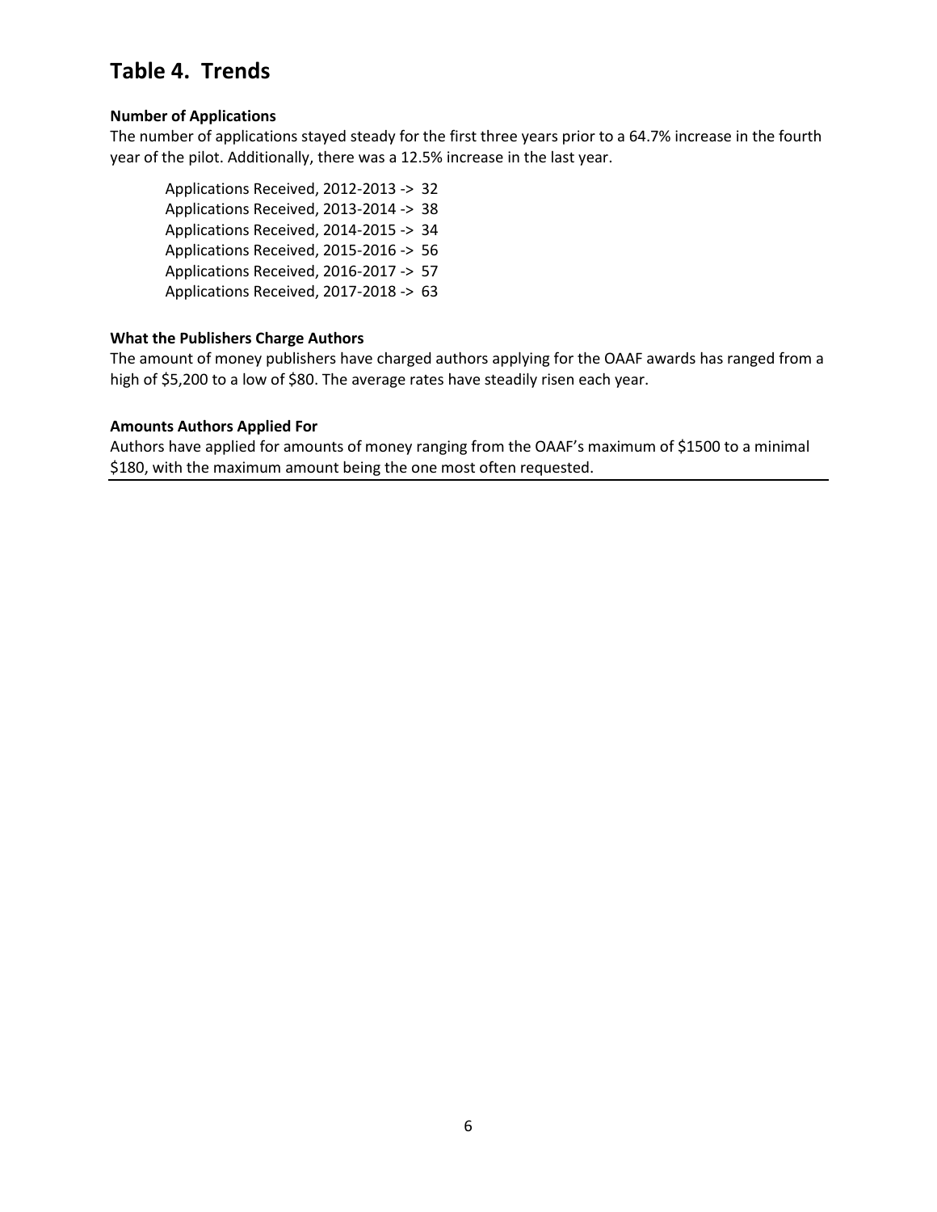## Table 4. Trends

**Number of Applications**

The number of applications stayed steady for the first three years prior to a 64.7% increase in the fourth year of the pilot. Additionally, there was a 12.5% increase in the last year.

Applications Received, 2012-2013 -> 32
Applications Received, 2013-2014 -> 38
Applications Received, 2014-2015 -> 34
Applications Received, 2015-2016 -> 56
Applications Received, 2016-2017 -> 57
Applications Received, 2017-2018 -> 63

**What the Publishers Charge Authors**

The amount of money publishers have charged authors applying for the OAAF awards has ranged from a high of $5,200 to a low of $80. The average rates have steadily risen each year.

**Amounts Authors Applied For**

Authors have applied for amounts of money ranging from the OAAF's maximum of $1500 to a minimal $180, with the maximum amount being the one most often requested.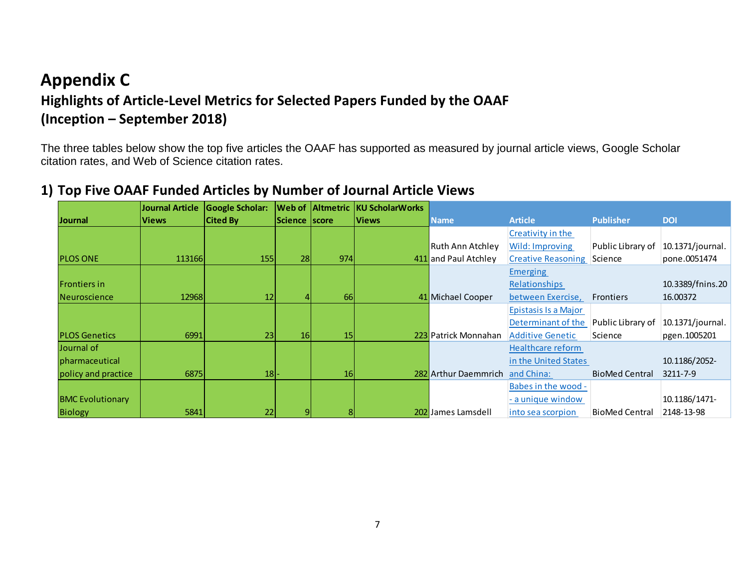# Appendix C

## Highlights of Article-Level Metrics for Selected Papers Funded by the OAAF (Inception – September 2018)

The three tables below show the top five articles the OAAF has supported as measured by journal article views, Google Scholar citation rates, and Web of Science citation rates.

## 1) Top Five OAAF Funded Articles by Number of Journal Article Views

| Journal | Journal Article Views | Google Scholar: Cited By | Web of Science | Altmetric score | KU ScholarWorks Views | Name | Article | Publisher | DOI |
|---|---|---|---|---|---|---|---|---|---|
| PLOS ONE | 113166 | 155 | 28 | 974 | 411 | Ruth Ann Atchley and Paul Atchley | Creativity in the Wild: Improving Creative Reasoning | Public Library of Science | 10.1371/journal.pone.0051474 |
| Frontiers in Neuroscience | 12968 | 12 | 4 | 66 | 41 | Michael Cooper | Emerging Relationships between Exercise, | Frontiers | 10.3389/fnins.2016.00372 |
| PLOS Genetics | 6991 | 23 | 16 | 15 | 223 | Patrick Monnahan | Epistasis Is a Major Determinant of the Additive Genetic | Public Library of Science | 10.1371/journal.pgen.1005201 |
| Journal of pharmaceutical policy and practice | 6875 | 18 | - | 16 | 282 | Arthur Daemmrich | Healthcare reform in the United States and China: | BioMed Central | 10.1186/2052-3211-7-9 |
| BMC Evolutionary Biology | 5841 | 22 | 9 | 8 | 202 | James Lamsdell | Babes in the wood -- a unique window into sea scorpion | BioMed Central | 10.1186/1471-2148-13-98 |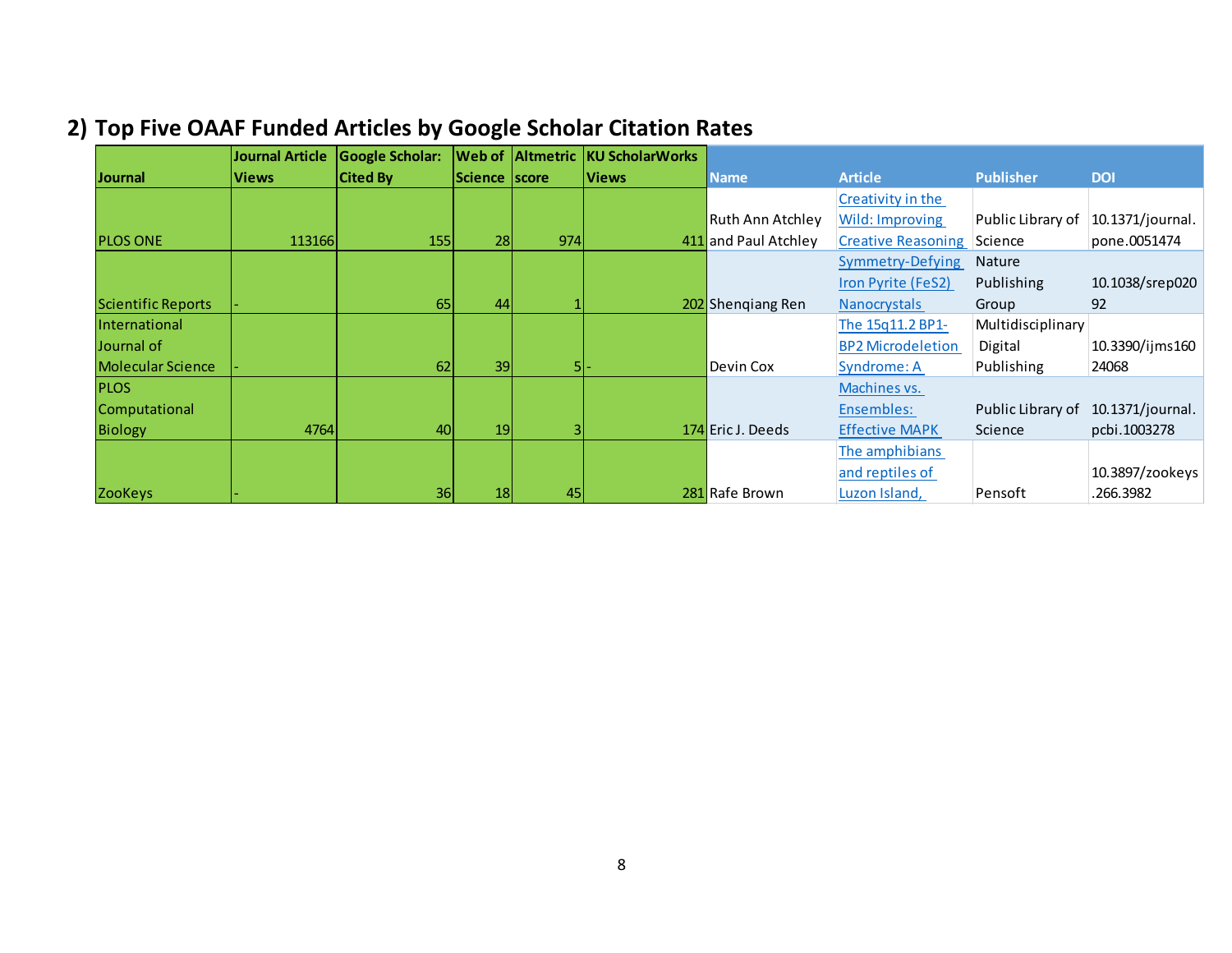## 2) Top Five OAAF Funded Articles by Google Scholar Citation Rates

| Journal | Journal Article Views | Google Scholar: Cited By | Web of Science | Altmetric score | KU ScholarWorks Views | Name | Article | Publisher | DOI |
|---|---|---|---|---|---|---|---|---|---|
| PLOS ONE | 113166 | 155 | 28 | 974 | 411 | Ruth Ann Atchley and Paul Atchley | Creativity in the Wild: Improving Creative Reasoning | Public Library of Science | 10.1371/journal.pone.0051474 |
| Scientific Reports | - | 65 | 44 | 1 | 202 | Shenqiang Ren | Symmetry-Defying Iron Pyrite (FeS2) Nanocrystals | Nature Publishing Group | 10.1038/srep02092 |
| International Journal of Molecular Science | - | 62 | 39 | 5 | - | Devin Cox | The 15q11.2 BP1-BP2 Microdeletion Syndrome: A | Multidisciplinary Digital Publishing | 10.3390/ijms16024068 |
| PLOS Computational Biology | 4764 | 40 | 19 | 3 | 174 | Eric J. Deeds | Machines vs. Ensembles: Effective MAPK | Public Library of Science | 10.1371/journal.pcbi.1003278 |
| ZooKeys | - | 36 | 18 | 45 | 281 | Rafe Brown | The amphibians and reptiles of Luzon Island, | Pensoft | 10.3897/zookeys.266.3982 |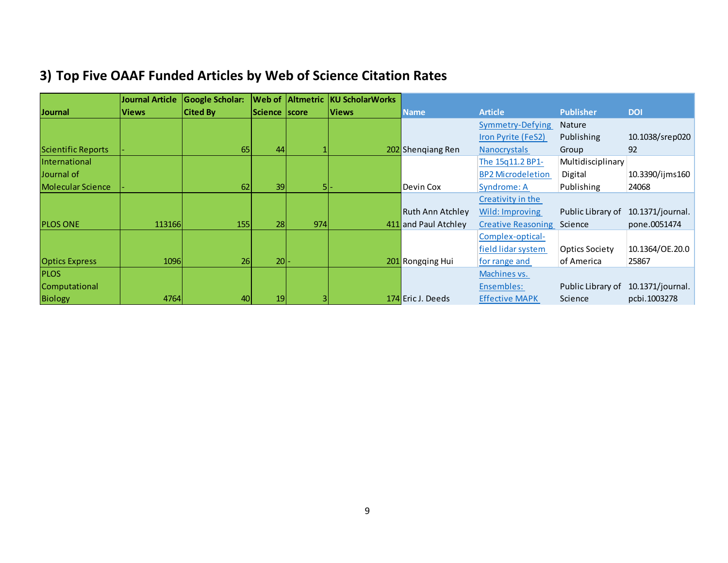### 3) Top Five OAAF Funded Articles by Web of Science Citation Rates

| Journal | Journal Article Views | Google Scholar: Cited By | Web of Science | Altmetric score | KU ScholarWorks Views | Name | Article | Publisher | DOI |
|---|---|---|---|---|---|---|---|---|---|
| Scientific Reports | - | 65 | 44 | 1 | 202 | Shenqiang Ren | Symmetry-Defying Iron Pyrite (FeS2) Nanocrystals | Nature Publishing Group | 10.1038/srep02092 |
| International Journal of Molecular Science | - | 62 | 39 | 5 | - | Devin Cox | The 15q11.2 BP1-BP2 Microdeletion Syndrome: A | Multidisciplinary Digital Publishing | 10.3390/ijms16024068 |
| PLOS ONE | 113166 | 155 | 28 | 974 | 411 | Ruth Ann Atchley and Paul Atchley | Creativity in the Wild: Improving Creative Reasoning | Public Library of Science | 10.1371/journal.pone.0051474 |
| Optics Express | 1096 | 26 | 20 | - | 201 | Rongqing Hui | Complex-optical-field lidar system for range and | Optics Society of America | 10.1364/OE.20.025867 |
| PLOS Computational Biology | 4764 | 40 | 19 | 3 | 174 | Eric J. Deeds | Machines vs. Ensembles: Effective MAPK | Public Library of Science | 10.1371/journal.pcbi.1003278 |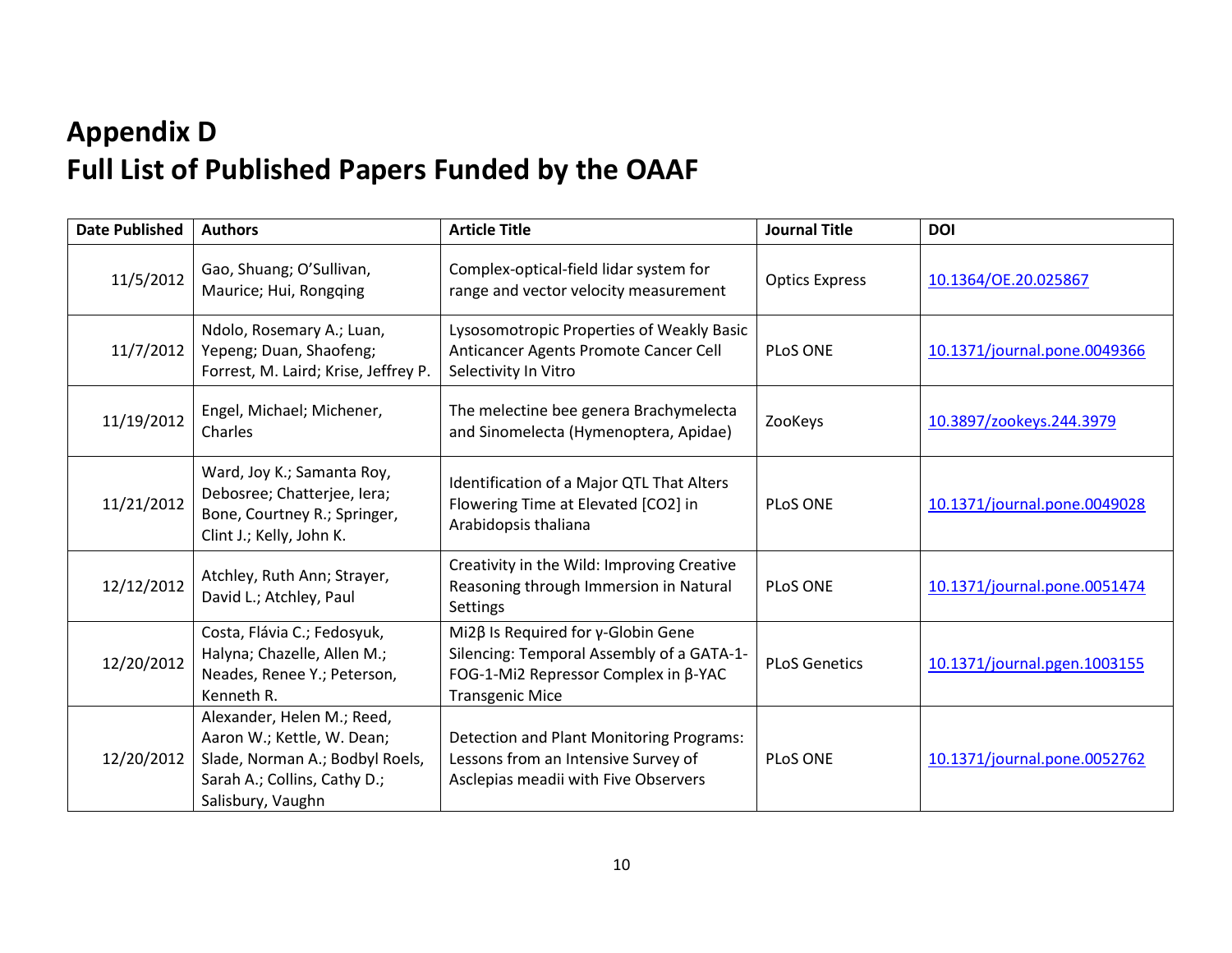# Appendix D
# Full List of Published Papers Funded by the OAAF

| Date Published | Authors | Article Title | Journal Title | DOI |
|---|---|---|---|---|
| 11/5/2012 | Gao, Shuang; O'Sullivan, Maurice; Hui, Rongqing | Complex-optical-field lidar system for range and vector velocity measurement | Optics Express | 10.1364/OE.20.025867 |
| 11/7/2012 | Ndolo, Rosemary A.; Luan, Yepeng; Duan, Shaofeng; Forrest, M. Laird; Krise, Jeffrey P. | Lysosomotropic Properties of Weakly Basic Anticancer Agents Promote Cancer Cell Selectivity In Vitro | PLoS ONE | 10.1371/journal.pone.0049366 |
| 11/19/2012 | Engel, Michael; Michener, Charles | The melectine bee genera Brachymelecta and Sinomelecta (Hymenoptera, Apidae) | ZooKeys | 10.3897/zookeys.244.3979 |
| 11/21/2012 | Ward, Joy K.; Samanta Roy, Debosree; Chatterjee, Iera; Bone, Courtney R.; Springer, Clint J.; Kelly, John K. | Identification of a Major QTL That Alters Flowering Time at Elevated [$CO_2$] in Arabidopsis thaliana | PLoS ONE | 10.1371/journal.pone.0049028 |
| 12/12/2012 | Atchley, Ruth Ann; Strayer, David L.; Atchley, Paul | Creativity in the Wild: Improving Creative Reasoning through Immersion in Natural Settings | PLoS ONE | 10.1371/journal.pone.0051474 |
| 12/20/2012 | Costa, Flávia C.; Fedosyuk, Halyna; Chazelle, Allen M.; Neades, Renee Y.; Peterson, Kenneth R. | Mi2β Is Required for γ-Globin Gene Silencing: Temporal Assembly of a GATA-1-FOG-1-Mi2 Repressor Complex in β-YAC Transgenic Mice | PLoS Genetics | 10.1371/journal.pgen.1003155 |
| 12/20/2012 | Alexander, Helen M.; Reed, Aaron W.; Kettle, W. Dean; Slade, Norman A.; Bodbyl Roels, Sarah A.; Collins, Cathy D.; Salisbury, Vaughn | Detection and Plant Monitoring Programs: Lessons from an Intensive Survey of Asclepias meadii with Five Observers | PLoS ONE | 10.1371/journal.pone.0052762 |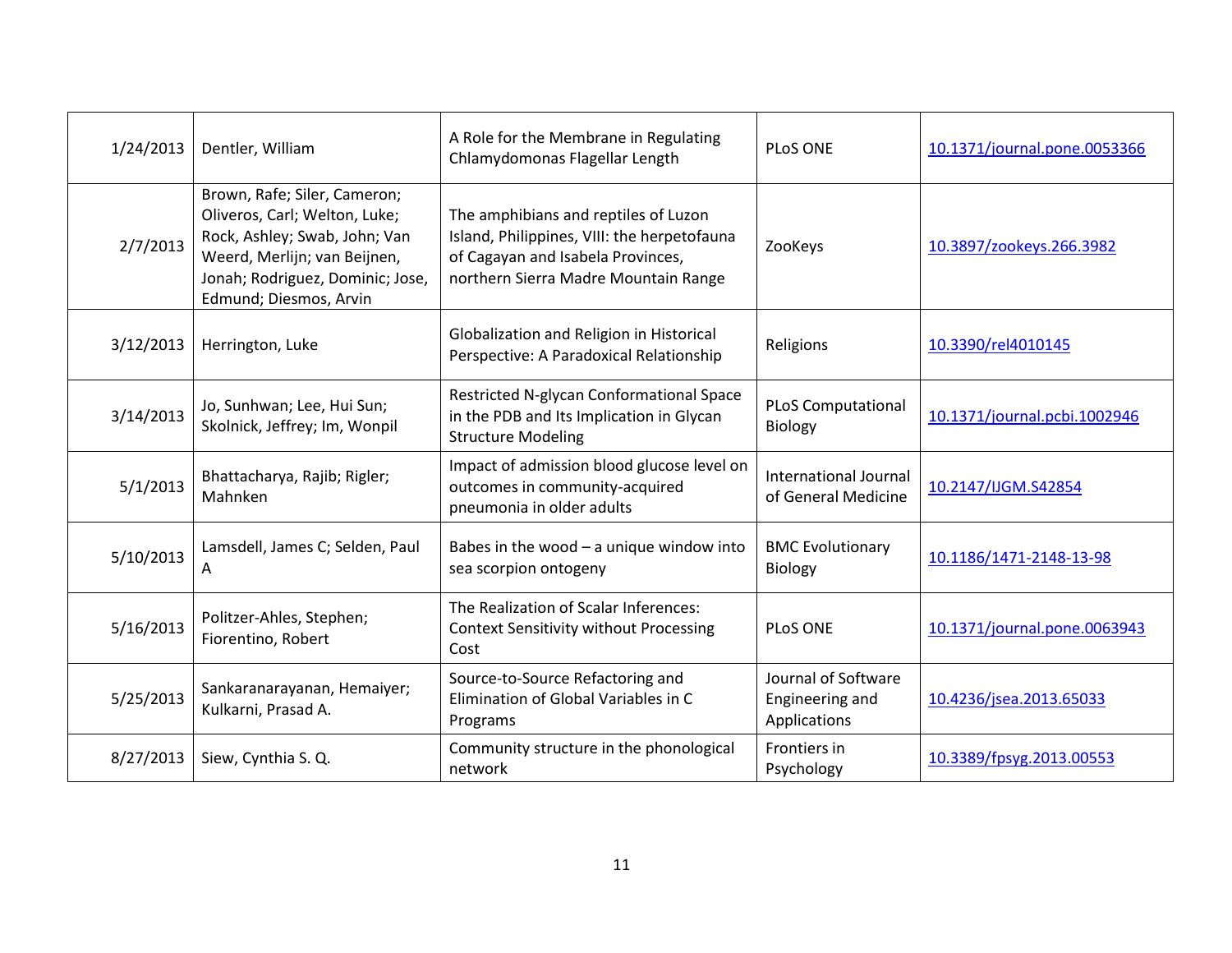| | | | | |
|---|---|---|---|---|
| 1/24/2013 | Dentler, William | A Role for the Membrane in Regulating Chlamydomonas Flagellar Length | PLoS ONE | [10.1371/journal.pone.0053366](https://doi.org/10.1371/journal.pone.0053366) |
| 2/7/2013 | Brown, Rafe; Siler, Cameron; Oliveros, Carl; Welton, Luke; Rock, Ashley; Swab, John; Van Weerd, Merlijn; van Beijnen, Jonah; Rodriguez, Dominic; Jose, Edmund; Diesmos, Arvin | The amphibians and reptiles of Luzon Island, Philippines, VIII: the herpetofauna of Cagayan and Isabela Provinces, northern Sierra Madre Mountain Range | ZooKeys | [10.3897/zookeys.266.3982](https://doi.org/10.3897/zookeys.266.3982) |
| 3/12/2013 | Herrington, Luke | Globalization and Religion in Historical Perspective: A Paradoxical Relationship | Religions | [10.3390/rel4010145](https://doi.org/10.3390/rel4010145) |
| 3/14/2013 | Jo, Sunhwan; Lee, Hui Sun; Skolnick, Jeffrey; Im, Wonpil | Restricted N-glycan Conformational Space in the PDB and Its Implication in Glycan Structure Modeling | PLoS Computational Biology | [10.1371/journal.pcbi.1002946](https://doi.org/10.1371/journal.pcbi.1002946) |
| 5/1/2013 | Bhattacharya, Rajib; Rigler; Mahnken | Impact of admission blood glucose level on outcomes in community-acquired pneumonia in older adults | International Journal of General Medicine | [10.2147/IJGM.S42854](https://doi.org/10.2147/IJGM.S42854) |
| 5/10/2013 | Lamsdell, James C; Selden, Paul A | Babes in the wood – a unique window into sea scorpion ontogeny | BMC Evolutionary Biology | [10.1186/1471-2148-13-98](https://doi.org/10.1186/1471-2148-13-98) |
| 5/16/2013 | Politzer-Ahles, Stephen; Fiorentino, Robert | The Realization of Scalar Inferences: Context Sensitivity without Processing Cost | PLoS ONE | [10.1371/journal.pone.0063943](https://doi.org/10.1371/journal.pone.0063943) |
| 5/25/2013 | Sankaranarayanan, Hemaiyer; Kulkarni, Prasad A. | Source-to-Source Refactoring and Elimination of Global Variables in C Programs | Journal of Software Engineering and Applications | [10.4236/jsea.2013.65033](https://doi.org/10.4236/jsea.2013.65033) |
| 8/27/2013 | Siew, Cynthia S. Q. | Community structure in the phonological network | Frontiers in Psychology | [10.3389/fpsyg.2013.00553](https://doi.org/10.3389/fpsyg.2013.00553) |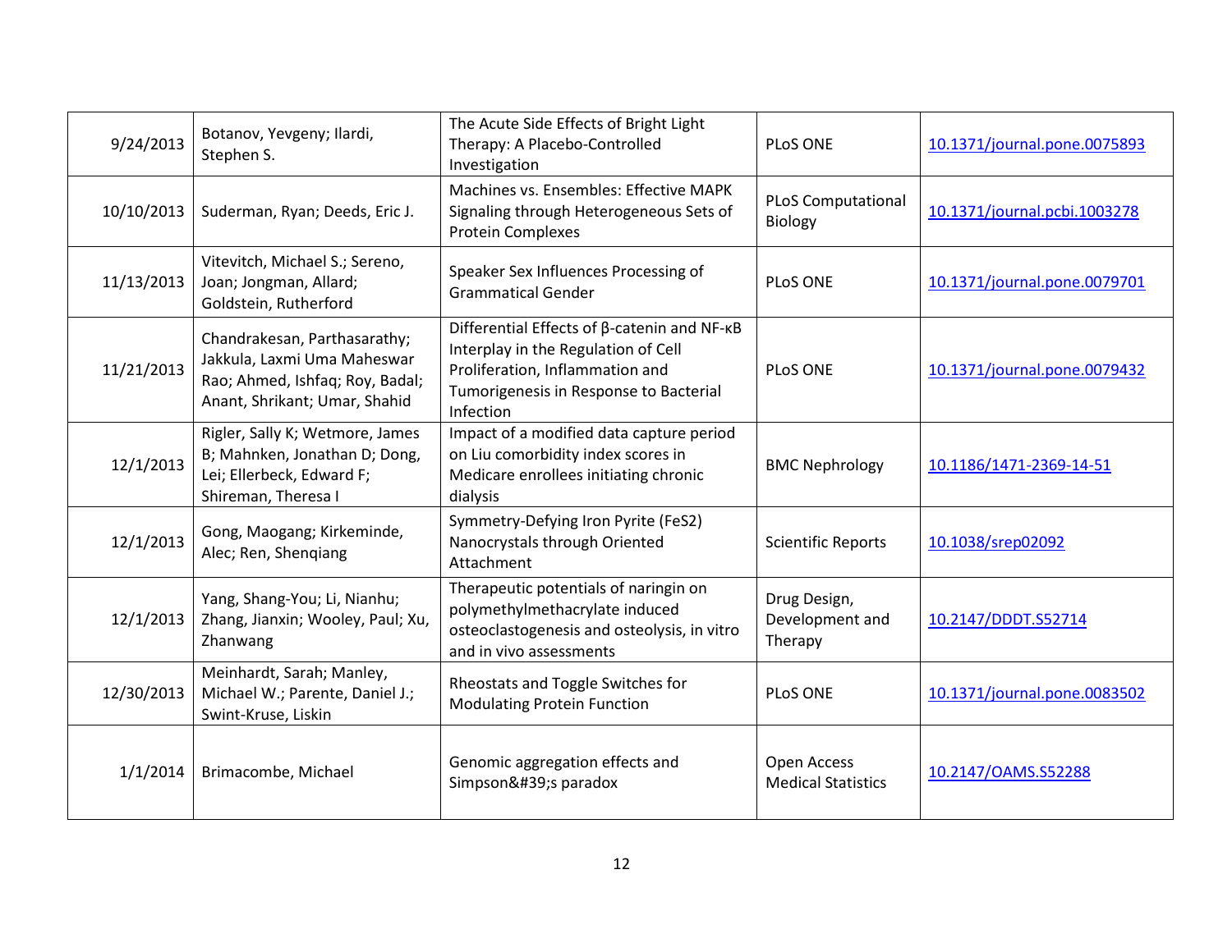| | | | | |
|---|---|---|---|---|
| 9/24/2013 | Botanov, Yevgeny; Ilardi, Stephen S. | The Acute Side Effects of Bright Light Therapy: A Placebo-Controlled Investigation | PLoS ONE | 10.1371/journal.pone.0075893 |
| 10/10/2013 | Suderman, Ryan; Deeds, Eric J. | Machines vs. Ensembles: Effective MAPK Signaling through Heterogeneous Sets of Protein Complexes | PLoS Computational Biology | 10.1371/journal.pcbi.1003278 |
| 11/13/2013 | Vitevitch, Michael S.; Sereno, Joan; Jongman, Allard; Goldstein, Rutherford | Speaker Sex Influences Processing of Grammatical Gender | PLoS ONE | 10.1371/journal.pone.0079701 |
| 11/21/2013 | Chandrakesan, Parthasarathy; Jakkula, Laxmi Uma Maheswar Rao; Ahmed, Ishfaq; Roy, Badal; Anant, Shrikant; Umar, Shahid | Differential Effects of β-catenin and NF-κB Interplay in the Regulation of Cell Proliferation, Inflammation and Tumorigenesis in Response to Bacterial Infection | PLoS ONE | 10.1371/journal.pone.0079432 |
| 12/1/2013 | Rigler, Sally K; Wetmore, James B; Mahnken, Jonathan D; Dong, Lei; Ellerbeck, Edward F; Shireman, Theresa I | Impact of a modified data capture period on Liu comorbidity index scores in Medicare enrollees initiating chronic dialysis | BMC Nephrology | 10.1186/1471-2369-14-51 |
| 12/1/2013 | Gong, Maogang; Kirkeminde, Alec; Ren, Shenqiang | Symmetry-Defying Iron Pyrite ($FeS_2$) Nanocrystals through Oriented Attachment | Scientific Reports | 10.1038/srep02092 |
| 12/1/2013 | Yang, Shang-You; Li, Nianhu; Zhang, Jianxin; Wooley, Paul; Xu, Zhanwang | Therapeutic potentials of naringin on polymethylmethacrylate induced osteoclastogenesis and osteolysis, in vitro and in vivo assessments | Drug Design, Development and Therapy | 10.2147/DDDT.S52714 |
| 12/30/2013 | Meinhardt, Sarah; Manley, Michael W.; Parente, Daniel J.; Swint-Kruse, Liskin | Rheostats and Toggle Switches for Modulating Protein Function | PLoS ONE | 10.1371/journal.pone.0083502 |
| 1/1/2014 | Brimacombe, Michael | Genomic aggregation effects and Simpson&#39;s paradox | Open Access Medical Statistics | 10.2147/OAMS.S52288 |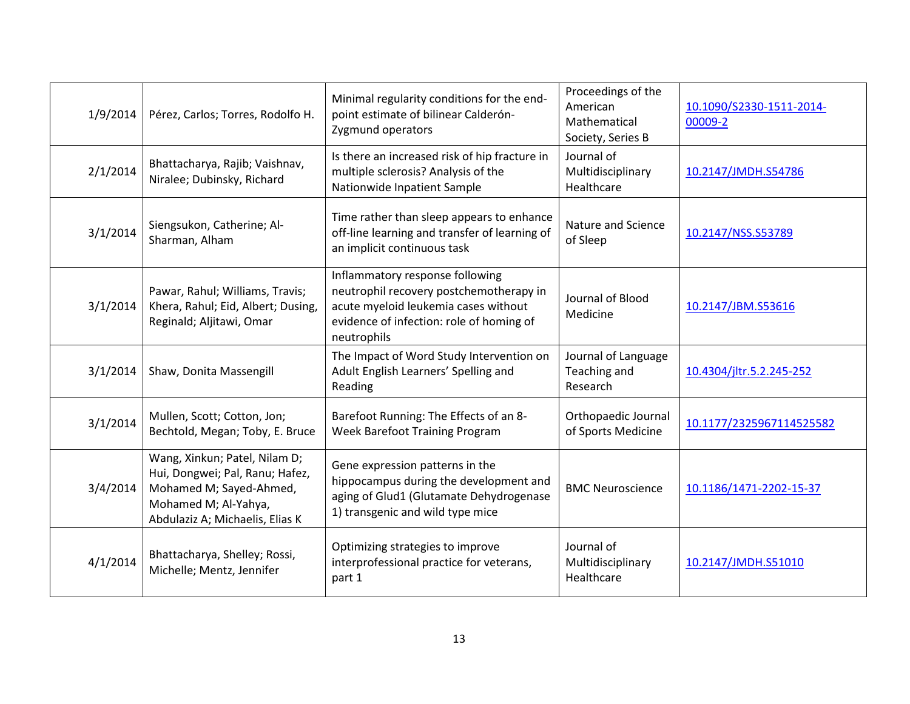| | | | | |
|---|---|---|---|---|
| 1/9/2014 | Pérez, Carlos; Torres, Rodolfo H. | Minimal regularity conditions for the end-point estimate of bilinear Calderón-Zygmund operators | Proceedings of the American Mathematical Society, Series B | 10.1090/S2330-1511-2014-00009-2 |
| 2/1/2014 | Bhattacharya, Rajib; Vaishnav, Niralee; Dubinsky, Richard | Is there an increased risk of hip fracture in multiple sclerosis? Analysis of the Nationwide Inpatient Sample | Journal of Multidisciplinary Healthcare | 10.2147/JMDH.S54786 |
| 3/1/2014 | Siengsukon, Catherine; Al-Sharman, Alham | Time rather than sleep appears to enhance off-line learning and transfer of learning of an implicit continuous task | Nature and Science of Sleep | 10.2147/NSS.S53789 |
| 3/1/2014 | Pawar, Rahul; Williams, Travis; Khera, Rahul; Eid, Albert; Dusing, Reginald; Aljitawi, Omar | Inflammatory response following neutrophil recovery postchemotherapy in acute myeloid leukemia cases without evidence of infection: role of homing of neutrophils | Journal of Blood Medicine | 10.2147/JBM.S53616 |
| 3/1/2014 | Shaw, Donita Massengill | The Impact of Word Study Intervention on Adult English Learners' Spelling and Reading | Journal of Language Teaching and Research | 10.4304/jltr.5.2.245-252 |
| 3/1/2014 | Mullen, Scott; Cotton, Jon; Bechtold, Megan; Toby, E. Bruce | Barefoot Running: The Effects of an 8-Week Barefoot Training Program | Orthopaedic Journal of Sports Medicine | 10.1177/2325967114525582 |
| 3/4/2014 | Wang, Xinkun; Patel, Nilam D; Hui, Dongwei; Pal, Ranu; Hafez, Mohamed M; Sayed-Ahmed, Mohamed M; Al-Yahya, Abdulaziz A; Michaelis, Elias K | Gene expression patterns in the hippocampus during the development and aging of Glud1 (Glutamate Dehydrogenase 1) transgenic and wild type mice | BMC Neuroscience | 10.1186/1471-2202-15-37 |
| 4/1/2014 | Bhattacharya, Shelley; Rossi, Michelle; Mentz, Jennifer | Optimizing strategies to improve interprofessional practice for veterans, part 1 | Journal of Multidisciplinary Healthcare | 10.2147/JMDH.S51010 |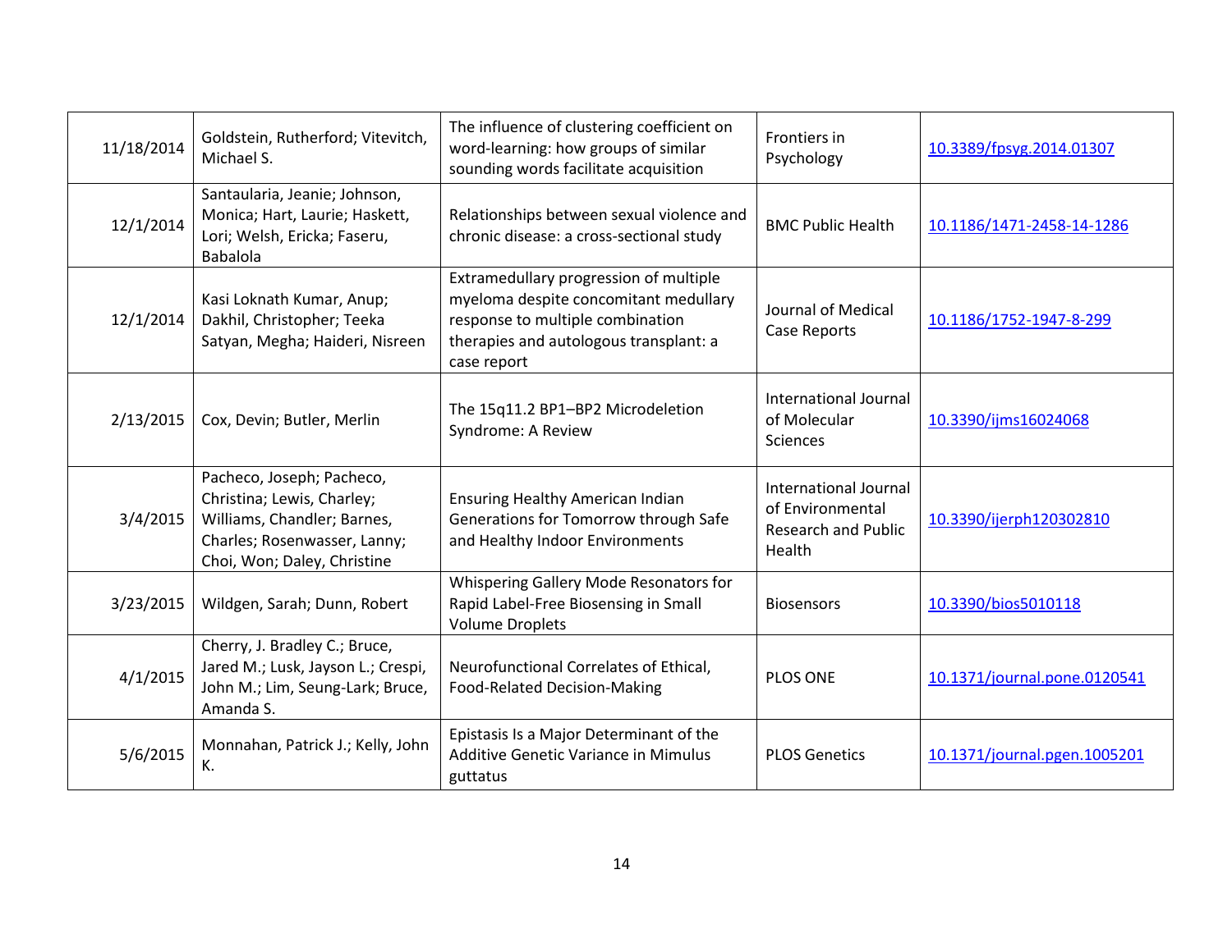| | | | | |
|---|---|---|---|---|
| 11/18/2014 | Goldstein, Rutherford; Vitevitch, Michael S. | The influence of clustering coefficient on word-learning: how groups of similar sounding words facilitate acquisition | Frontiers in Psychology | 10.3389/fpsyg.2014.01307 |
| 12/1/2014 | Santaularia, Jeanie; Johnson, Monica; Hart, Laurie; Haskett, Lori; Welsh, Ericka; Faseru, Babalola | Relationships between sexual violence and chronic disease: a cross-sectional study | BMC Public Health | 10.1186/1471-2458-14-1286 |
| 12/1/2014 | Kasi Loknath Kumar, Anup; Dakhil, Christopher; Teeka Satyan, Megha; Haideri, Nisreen | Extramedullary progression of multiple myeloma despite concomitant medullary response to multiple combination therapies and autologous transplant: a case report | Journal of Medical Case Reports | 10.1186/1752-1947-8-299 |
| 2/13/2015 | Cox, Devin; Butler, Merlin | The 15q11.2 BP1–BP2 Microdeletion Syndrome: A Review | International Journal of Molecular Sciences | 10.3390/ijms16024068 |
| 3/4/2015 | Pacheco, Joseph; Pacheco, Christina; Lewis, Charley; Williams, Chandler; Barnes, Charles; Rosenwasser, Lanny; Choi, Won; Daley, Christine | Ensuring Healthy American Indian Generations for Tomorrow through Safe and Healthy Indoor Environments | International Journal of Environmental Research and Public Health | 10.3390/ijerph120302810 |
| 3/23/2015 | Wildgen, Sarah; Dunn, Robert | Whispering Gallery Mode Resonators for Rapid Label-Free Biosensing in Small Volume Droplets | Biosensors | 10.3390/bios5010118 |
| 4/1/2015 | Cherry, J. Bradley C.; Bruce, Jared M.; Lusk, Jayson L.; Crespi, John M.; Lim, Seung-Lark; Bruce, Amanda S. | Neurofunctional Correlates of Ethical, Food-Related Decision-Making | PLOS ONE | 10.1371/journal.pone.0120541 |
| 5/6/2015 | Monnahan, Patrick J.; Kelly, John K. | Epistasis Is a Major Determinant of the Additive Genetic Variance in Mimulus guttatus | PLOS Genetics | 10.1371/journal.pgen.1005201 |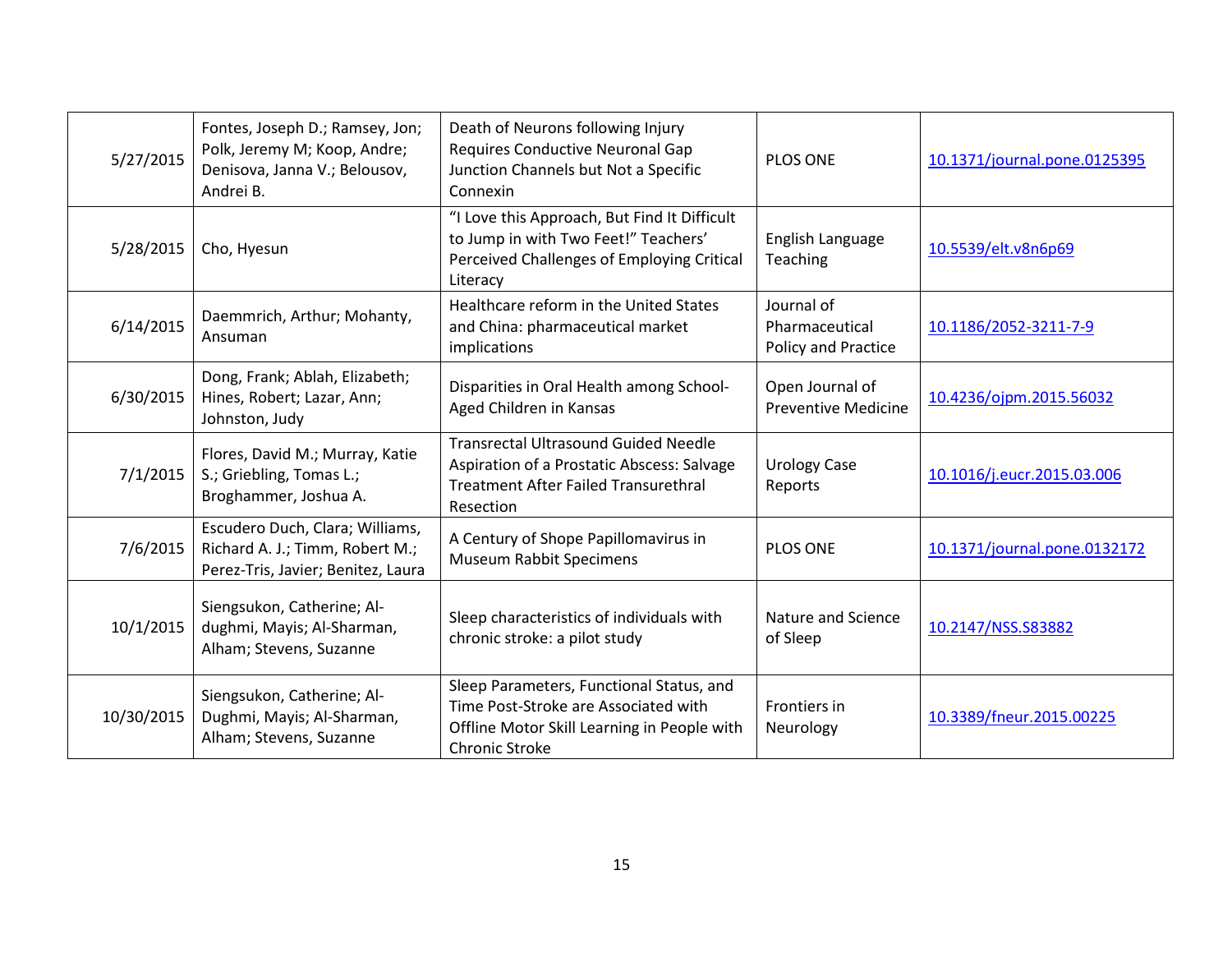| | | | | |
|---|---|---|---|---|
| 5/27/2015 | Fontes, Joseph D.; Ramsey, Jon; Polk, Jeremy M; Koop, Andre; Denisova, Janna V.; Belousov, Andrei B. | Death of Neurons following Injury Requires Conductive Neuronal Gap Junction Channels but Not a Specific Connexin | PLOS ONE | 10.1371/journal.pone.0125395 |
| 5/28/2015 | Cho, Hyesun | "I Love this Approach, But Find It Difficult to Jump in with Two Feet!" Teachers' Perceived Challenges of Employing Critical Literacy | English Language Teaching | 10.5539/elt.v8n6p69 |
| 6/14/2015 | Daemmrich, Arthur; Mohanty, Ansuman | Healthcare reform in the United States and China: pharmaceutical market implications | Journal of Pharmaceutical Policy and Practice | 10.1186/2052-3211-7-9 |
| 6/30/2015 | Dong, Frank; Ablah, Elizabeth; Hines, Robert; Lazar, Ann; Johnston, Judy | Disparities in Oral Health among School-Aged Children in Kansas | Open Journal of Preventive Medicine | 10.4236/ojpm.2015.56032 |
| 7/1/2015 | Flores, David M.; Murray, Katie S.; Griebling, Tomas L.; Broghammer, Joshua A. | Transrectal Ultrasound Guided Needle Aspiration of a Prostatic Abscess: Salvage Treatment After Failed Transurethral Resection | Urology Case Reports | 10.1016/j.eucr.2015.03.006 |
| 7/6/2015 | Escudero Duch, Clara; Williams, Richard A. J.; Timm, Robert M.; Perez-Tris, Javier; Benitez, Laura | A Century of Shope Papillomavirus in Museum Rabbit Specimens | PLOS ONE | 10.1371/journal.pone.0132172 |
| 10/1/2015 | Siengsukon, Catherine; Al-dughmi, Mayis; Al-Sharman, Alham; Stevens, Suzanne | Sleep characteristics of individuals with chronic stroke: a pilot study | Nature and Science of Sleep | 10.2147/NSS.S83882 |
| 10/30/2015 | Siengsukon, Catherine; Al-Dughmi, Mayis; Al-Sharman, Alham; Stevens, Suzanne | Sleep Parameters, Functional Status, and Time Post-Stroke are Associated with Offline Motor Skill Learning in People with Chronic Stroke | Frontiers in Neurology | 10.3389/fneur.2015.00225 |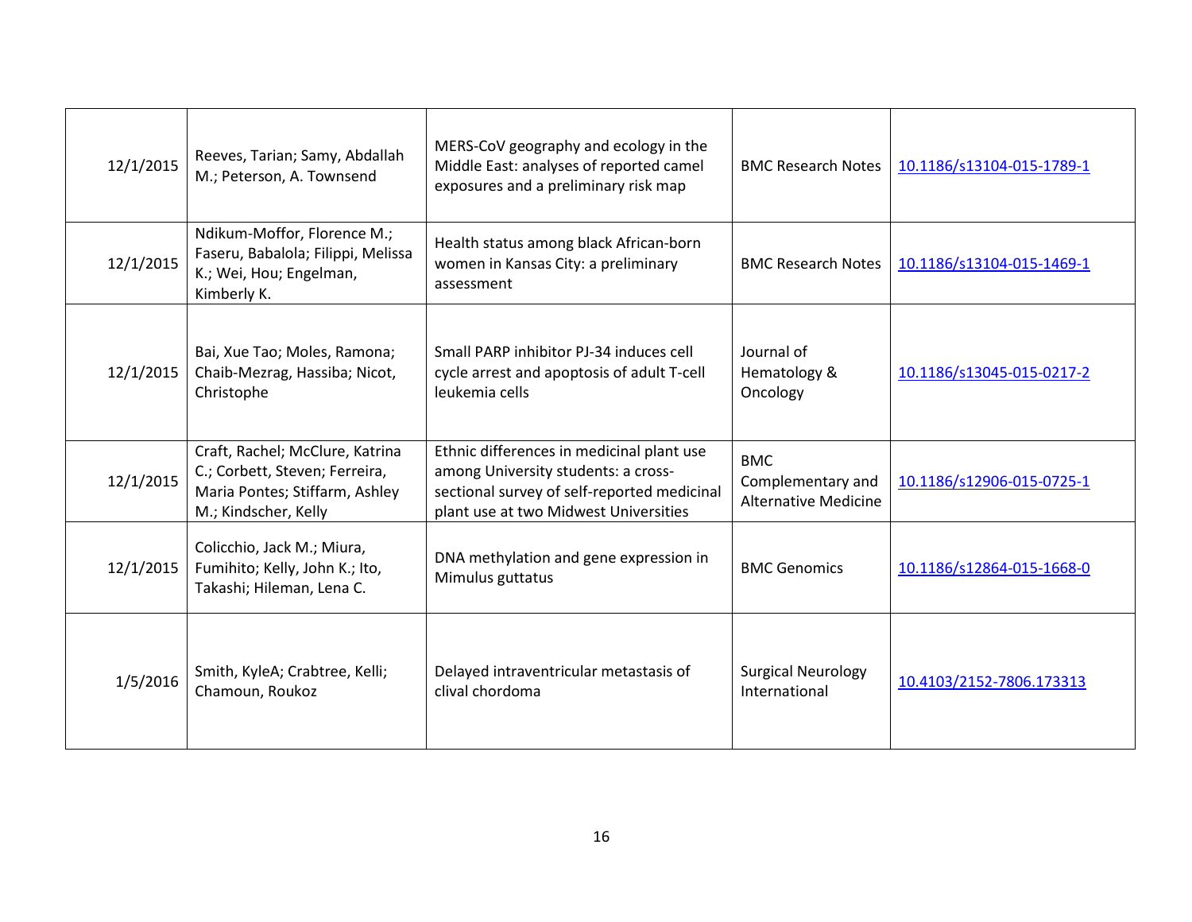| | | | | |
|---|---|---|---|---|
| 12/1/2015 | Reeves, Tarian; Samy, Abdallah M.; Peterson, A. Townsend | MERS-CoV geography and ecology in the Middle East: analyses of reported camel exposures and a preliminary risk map | BMC Research Notes | [10.1186/s13104-015-1789-1](10.1186/s13104-015-1789-1) |
| 12/1/2015 | Ndikum-Moffor, Florence M.; Faseru, Babalola; Filippi, Melissa K.; Wei, Hou; Engelman, Kimberly K. | Health status among black African-born women in Kansas City: a preliminary assessment | BMC Research Notes | [10.1186/s13104-015-1469-1](10.1186/s13104-015-1469-1) |
| 12/1/2015 | Bai, Xue Tao; Moles, Ramona; Chaib-Mezrag, Hassiba; Nicot, Christophe | Small PARP inhibitor PJ-34 induces cell cycle arrest and apoptosis of adult T-cell leukemia cells | Journal of Hematology & Oncology | [10.1186/s13045-015-0217-2](10.1186/s13045-015-0217-2) |
| 12/1/2015 | Craft, Rachel; McClure, Katrina C.; Corbett, Steven; Ferreira, Maria Pontes; Stiffarm, Ashley M.; Kindscher, Kelly | Ethnic differences in medicinal plant use among University students: a cross-sectional survey of self-reported medicinal plant use at two Midwest Universities | BMC Complementary and Alternative Medicine | [10.1186/s12906-015-0725-1](10.1186/s12906-015-0725-1) |
| 12/1/2015 | Colicchio, Jack M.; Miura, Fumihito; Kelly, John K.; Ito, Takashi; Hileman, Lena C. | DNA methylation and gene expression in Mimulus guttatus | BMC Genomics | [10.1186/s12864-015-1668-0](10.1186/s12864-015-1668-0) |
| 1/5/2016 | Smith, KyleA; Crabtree, Kelli; Chamoun, Roukoz | Delayed intraventricular metastasis of clival chordoma | Surgical Neurology International | [10.4103/2152-7806.173313](10.4103/2152-7806.173313) |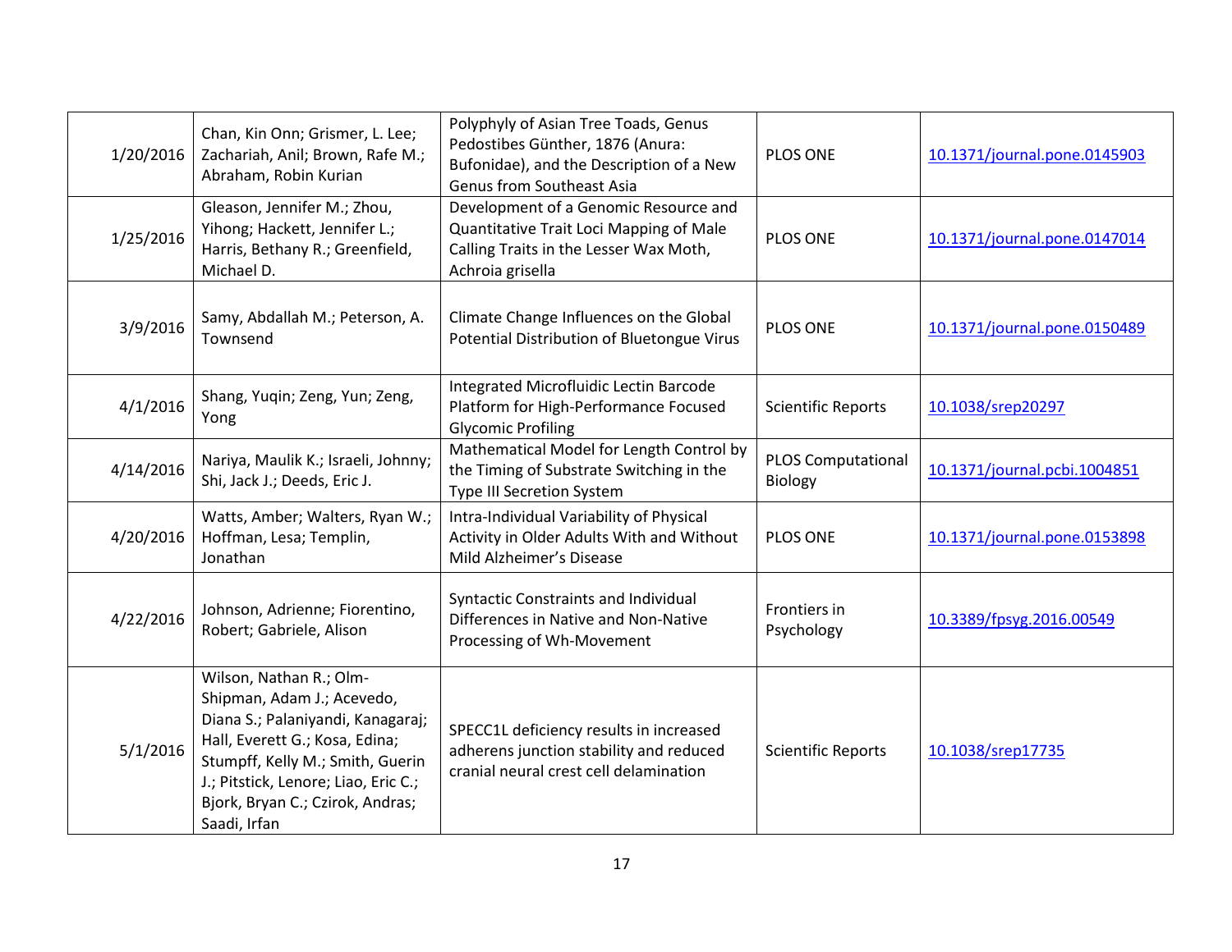| | | | | |
|---|---|---|---|---|
| 1/20/2016 | Chan, Kin Onn; Grismer, L. Lee; Zachariah, Anil; Brown, Rafe M.; Abraham, Robin Kurian | Polyphyly of Asian Tree Toads, Genus Pedostibes Günther, 1876 (Anura: Bufonidae), and the Description of a New Genus from Southeast Asia | PLOS ONE | 10.1371/journal.pone.0145903 |
| 1/25/2016 | Gleason, Jennifer M.; Zhou, Yihong; Hackett, Jennifer L.; Harris, Bethany R.; Greenfield, Michael D. | Development of a Genomic Resource and Quantitative Trait Loci Mapping of Male Calling Traits in the Lesser Wax Moth, Achroia grisella | PLOS ONE | 10.1371/journal.pone.0147014 |
| 3/9/2016 | Samy, Abdallah M.; Peterson, A. Townsend | Climate Change Influences on the Global Potential Distribution of Bluetongue Virus | PLOS ONE | 10.1371/journal.pone.0150489 |
| 4/1/2016 | Shang, Yuqin; Zeng, Yun; Zeng, Yong | Integrated Microfluidic Lectin Barcode Platform for High-Performance Focused Glycomic Profiling | Scientific Reports | 10.1038/srep20297 |
| 4/14/2016 | Nariya, Maulik K.; Israeli, Johnny; Shi, Jack J.; Deeds, Eric J. | Mathematical Model for Length Control by the Timing of Substrate Switching in the Type III Secretion System | PLOS Computational Biology | 10.1371/journal.pcbi.1004851 |
| 4/20/2016 | Watts, Amber; Walters, Ryan W.; Hoffman, Lesa; Templin, Jonathan | Intra-Individual Variability of Physical Activity in Older Adults With and Without Mild Alzheimer's Disease | PLOS ONE | 10.1371/journal.pone.0153898 |
| 4/22/2016 | Johnson, Adrienne; Fiorentino, Robert; Gabriele, Alison | Syntactic Constraints and Individual Differences in Native and Non-Native Processing of Wh-Movement | Frontiers in Psychology | 10.3389/fpsyg.2016.00549 |
| 5/1/2016 | Wilson, Nathan R.; Olm-Shipman, Adam J.; Acevedo, Diana S.; Palaniyandi, Kanagaraj; Hall, Everett G.; Kosa, Edina; Stumpff, Kelly M.; Smith, Guerin J.; Pitstick, Lenore; Liao, Eric C.; Bjork, Bryan C.; Czirok, Andras; Saadi, Irfan | SPECC1L deficiency results in increased adherens junction stability and reduced cranial neural crest cell delamination | Scientific Reports | 10.1038/srep17735 |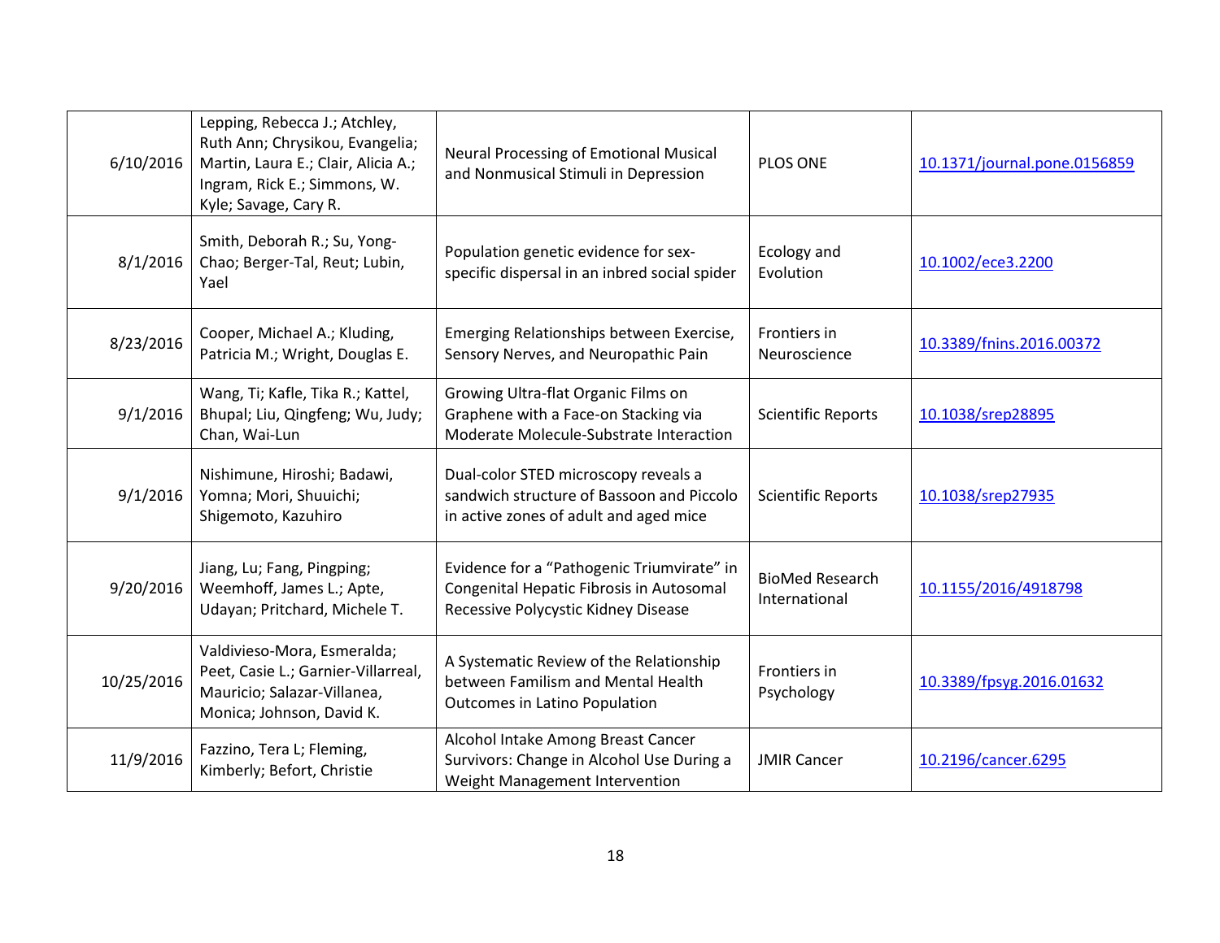| | | | | |
|---|---|---|---|---|
| 6/10/2016 | Lepping, Rebecca J.; Atchley, Ruth Ann; Chrysikou, Evangelia; Martin, Laura E.; Clair, Alicia A.; Ingram, Rick E.; Simmons, W. Kyle; Savage, Cary R. | Neural Processing of Emotional Musical and Nonmusical Stimuli in Depression | PLOS ONE | [10.1371/journal.pone.0156859](https://doi.org/10.1371/journal.pone.0156859) |
| 8/1/2016 | Smith, Deborah R.; Su, Yong-Chao; Berger-Tal, Reut; Lubin, Yael | Population genetic evidence for sex-specific dispersal in an inbred social spider | Ecology and Evolution | [10.1002/ece3.2200](https://doi.org/10.1002/ece3.2200) |
| 8/23/2016 | Cooper, Michael A.; Kluding, Patricia M.; Wright, Douglas E. | Emerging Relationships between Exercise, Sensory Nerves, and Neuropathic Pain | Frontiers in Neuroscience | [10.3389/fnins.2016.00372](https://doi.org/10.3389/fnins.2016.00372) |
| 9/1/2016 | Wang, Ti; Kafle, Tika R.; Kattel, Bhupal; Liu, Qingfeng; Wu, Judy; Chan, Wai-Lun | Growing Ultra-flat Organic Films on Graphene with a Face-on Stacking via Moderate Molecule-Substrate Interaction | Scientific Reports | [10.1038/srep28895](https://doi.org/10.1038/srep28895) |
| 9/1/2016 | Nishimune, Hiroshi; Badawi, Yomna; Mori, Shuuichi; Shigemoto, Kazuhiro | Dual-color STED microscopy reveals a sandwich structure of Bassoon and Piccolo in active zones of adult and aged mice | Scientific Reports | [10.1038/srep27935](https://doi.org/10.1038/srep27935) |
| 9/20/2016 | Jiang, Lu; Fang, Pingping; Weemhoff, James L.; Apte, Udayan; Pritchard, Michele T. | Evidence for a "Pathogenic Triumvirate" in Congenital Hepatic Fibrosis in Autosomal Recessive Polycystic Kidney Disease | BioMed Research International | [10.1155/2016/4918798](https://doi.org/10.1155/2016/4918798) |
| 10/25/2016 | Valdivieso-Mora, Esmeralda; Peet, Casie L.; Garnier-Villarreal, Mauricio; Salazar-Villanea, Monica; Johnson, David K. | A Systematic Review of the Relationship between Familism and Mental Health Outcomes in Latino Population | Frontiers in Psychology | [10.3389/fpsyg.2016.01632](https://doi.org/10.3389/fpsyg.2016.01632) |
| 11/9/2016 | Fazzino, Tera L; Fleming, Kimberly; Befort, Christie | Alcohol Intake Among Breast Cancer Survivors: Change in Alcohol Use During a Weight Management Intervention | JMIR Cancer | [10.2196/cancer.6295](https://doi.org/10.2196/cancer.6295) |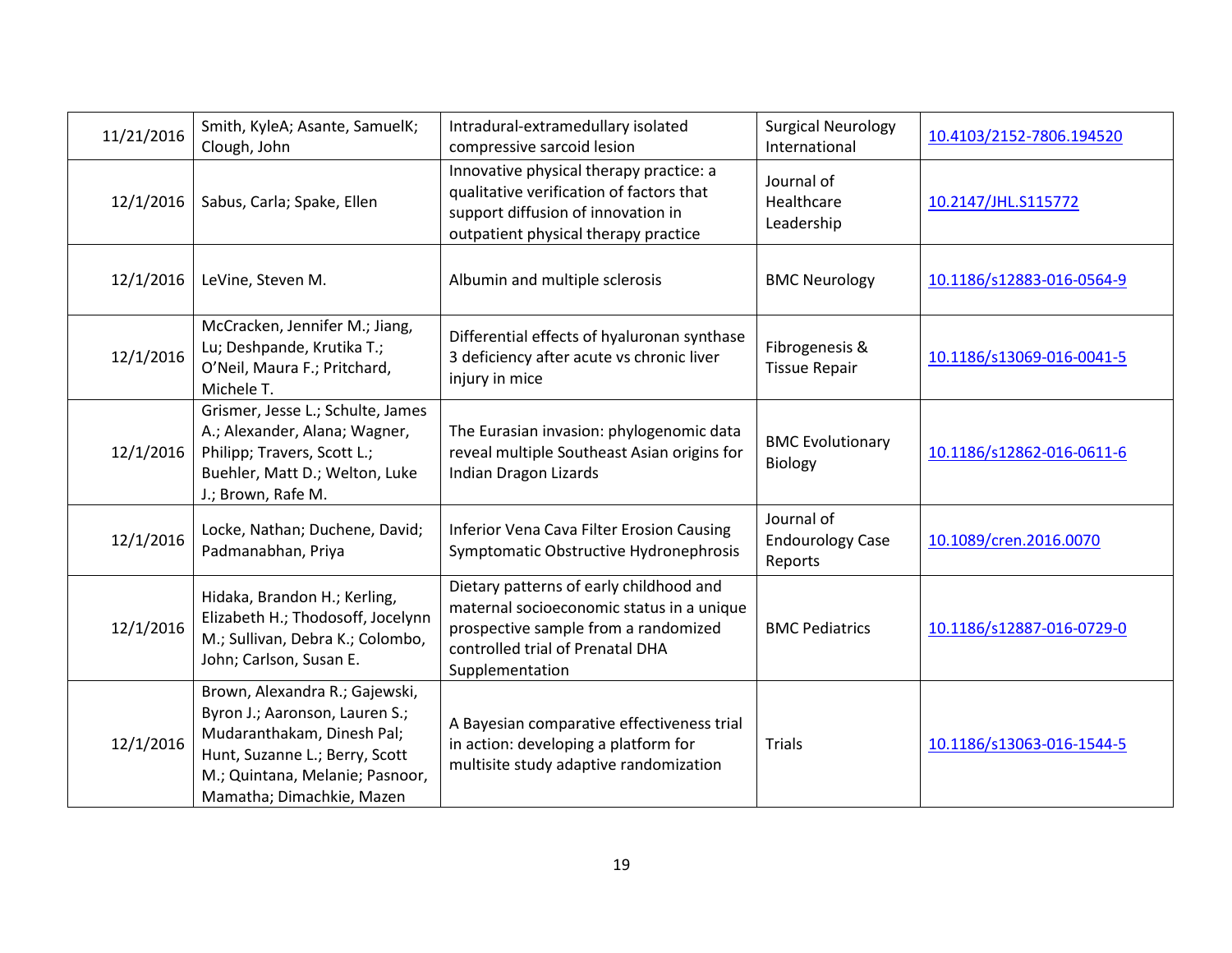| | | | | |
|---|---|---|---|---|
| 11/21/2016 | Smith, KyleA; Asante, SamuelK; Clough, John | Intradural-extramedullary isolated compressive sarcoid lesion | Surgical Neurology International | 10.4103/2152-7806.194520 |
| 12/1/2016 | Sabus, Carla; Spake, Ellen | Innovative physical therapy practice: a qualitative verification of factors that support diffusion of innovation in outpatient physical therapy practice | Journal of Healthcare Leadership | 10.2147/JHL.S115772 |
| 12/1/2016 | LeVine, Steven M. | Albumin and multiple sclerosis | BMC Neurology | 10.1186/s12883-016-0564-9 |
| 12/1/2016 | McCracken, Jennifer M.; Jiang, Lu; Deshpande, Krutika T.; O'Neil, Maura F.; Pritchard, Michele T. | Differential effects of hyaluronan synthase 3 deficiency after acute vs chronic liver injury in mice | Fibrogenesis & Tissue Repair | 10.1186/s13069-016-0041-5 |
| 12/1/2016 | Grismer, Jesse L.; Schulte, James A.; Alexander, Alana; Wagner, Philipp; Travers, Scott L.; Buehler, Matt D.; Welton, Luke J.; Brown, Rafe M. | The Eurasian invasion: phylogenomic data reveal multiple Southeast Asian origins for Indian Dragon Lizards | BMC Evolutionary Biology | 10.1186/s12862-016-0611-6 |
| 12/1/2016 | Locke, Nathan; Duchene, David; Padmanabhan, Priya | Inferior Vena Cava Filter Erosion Causing Symptomatic Obstructive Hydronephrosis | Journal of Endourology Case Reports | 10.1089/cren.2016.0070 |
| 12/1/2016 | Hidaka, Brandon H.; Kerling, Elizabeth H.; Thodosoff, Jocelynn M.; Sullivan, Debra K.; Colombo, John; Carlson, Susan E. | Dietary patterns of early childhood and maternal socioeconomic status in a unique prospective sample from a randomized controlled trial of Prenatal DHA Supplementation | BMC Pediatrics | 10.1186/s12887-016-0729-0 |
| 12/1/2016 | Brown, Alexandra R.; Gajewski, Byron J.; Aaronson, Lauren S.; Mudaranthakam, Dinesh Pal; Hunt, Suzanne L.; Berry, Scott M.; Quintana, Melanie; Pasnoor, Mamatha; Dimachkie, Mazen | A Bayesian comparative effectiveness trial in action: developing a platform for multisite study adaptive randomization | Trials | 10.1186/s13063-016-1544-5 |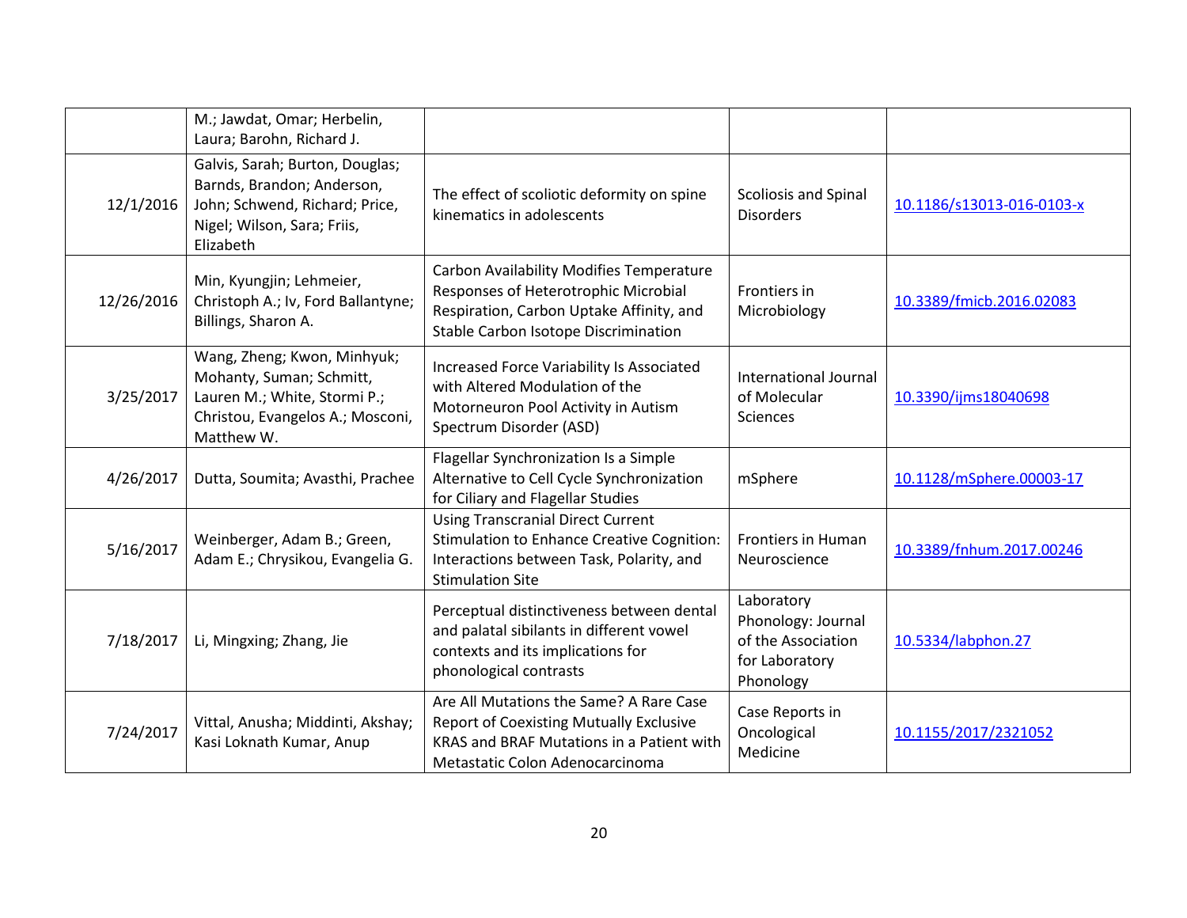| | | | | |
|---|---|---|---|---|
| | M.; Jawdat, Omar; Herbelin, Laura; Barohn, Richard J. | | | |
| 12/1/2016 | Galvis, Sarah; Burton, Douglas; Barnds, Brandon; Anderson, John; Schwend, Richard; Price, Nigel; Wilson, Sara; Friis, Elizabeth | The effect of scoliotic deformity on spine kinematics in adolescents | Scoliosis and Spinal Disorders | 10.1186/s13013-016-0103-x |
| 12/26/2016 | Min, Kyungjin; Lehmeier, Christoph A.; Iv, Ford Ballantyne; Billings, Sharon A. | Carbon Availability Modifies Temperature Responses of Heterotrophic Microbial Respiration, Carbon Uptake Affinity, and Stable Carbon Isotope Discrimination | Frontiers in Microbiology | 10.3389/fmicb.2016.02083 |
| 3/25/2017 | Wang, Zheng; Kwon, Minhyuk; Mohanty, Suman; Schmitt, Lauren M.; White, Stormi P.; Christou, Evangelos A.; Mosconi, Matthew W. | Increased Force Variability Is Associated with Altered Modulation of the Motorneuron Pool Activity in Autism Spectrum Disorder (ASD) | International Journal of Molecular Sciences | 10.3390/ijms18040698 |
| 4/26/2017 | Dutta, Soumita; Avasthi, Prachee | Flagellar Synchronization Is a Simple Alternative to Cell Cycle Synchronization for Ciliary and Flagellar Studies | mSphere | 10.1128/mSphere.00003-17 |
| 5/16/2017 | Weinberger, Adam B.; Green, Adam E.; Chrysikou, Evangelia G. | Using Transcranial Direct Current Stimulation to Enhance Creative Cognition: Interactions between Task, Polarity, and Stimulation Site | Frontiers in Human Neuroscience | 10.3389/fnhum.2017.00246 |
| 7/18/2017 | Li, Mingxing; Zhang, Jie | Perceptual distinctiveness between dental and palatal sibilants in different vowel contexts and its implications for phonological contrasts | Laboratory Phonology: Journal of the Association for Laboratory Phonology | 10.5334/labphon.27 |
| 7/24/2017 | Vittal, Anusha; Middinti, Akshay; Kasi Loknath Kumar, Anup | Are All Mutations the Same? A Rare Case Report of Coexisting Mutually Exclusive KRAS and BRAF Mutations in a Patient with Metastatic Colon Adenocarcinoma | Case Reports in Oncological Medicine | 10.1155/2017/2321052 |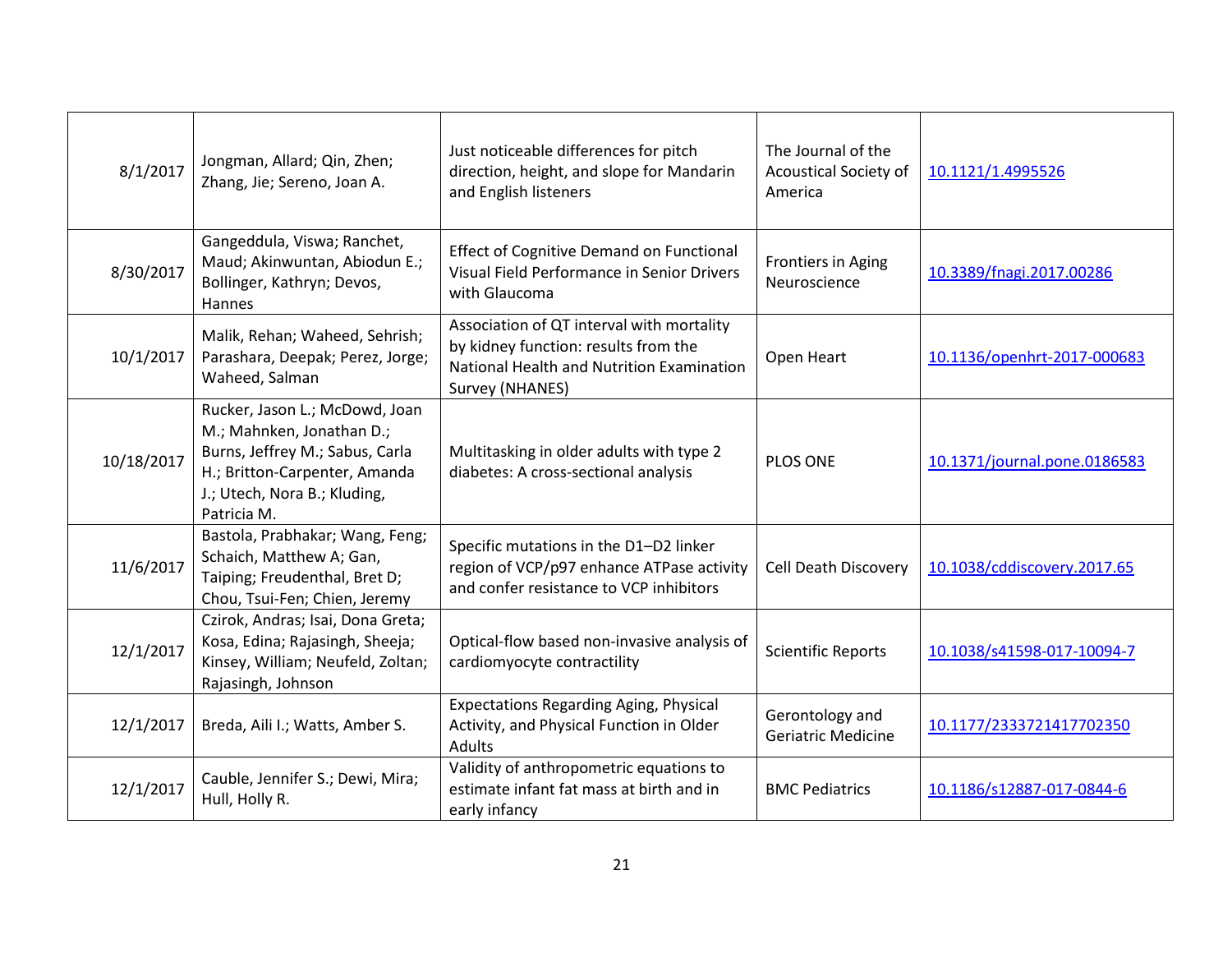| | | | | |
|---|---|---|---|---|
| 8/1/2017 | Jongman, Allard; Qin, Zhen; Zhang, Jie; Sereno, Joan A. | Just noticeable differences for pitch direction, height, and slope for Mandarin and English listeners | The Journal of the Acoustical Society of America | 10.1121/1.4995526 |
| 8/30/2017 | Gangeddula, Viswa; Ranchet, Maud; Akinwuntan, Abiodun E.; Bollinger, Kathryn; Devos, Hannes | Effect of Cognitive Demand on Functional Visual Field Performance in Senior Drivers with Glaucoma | Frontiers in Aging Neuroscience | 10.3389/fnagi.2017.00286 |
| 10/1/2017 | Malik, Rehan; Waheed, Sehrish; Parashara, Deepak; Perez, Jorge; Waheed, Salman | Association of QT interval with mortality by kidney function: results from the National Health and Nutrition Examination Survey (NHANES) | Open Heart | 10.1136/openhrt-2017-000683 |
| 10/18/2017 | Rucker, Jason L.; McDowd, Joan M.; Mahnken, Jonathan D.; Burns, Jeffrey M.; Sabus, Carla H.; Britton-Carpenter, Amanda J.; Utech, Nora B.; Kluding, Patricia M. | Multitasking in older adults with type 2 diabetes: A cross-sectional analysis | PLOS ONE | 10.1371/journal.pone.0186583 |
| 11/6/2017 | Bastola, Prabhakar; Wang, Feng; Schaich, Matthew A; Gan, Taiping; Freudenthal, Bret D; Chou, Tsui-Fen; Chien, Jeremy | Specific mutations in the D1–D2 linker region of VCP/p97 enhance ATPase activity and confer resistance to VCP inhibitors | Cell Death Discovery | 10.1038/cddiscovery.2017.65 |
| 12/1/2017 | Czirok, Andras; Isai, Dona Greta; Kosa, Edina; Rajasingh, Sheeja; Kinsey, William; Neufeld, Zoltan; Rajasingh, Johnson | Optical-flow based non-invasive analysis of cardiomyocyte contractility | Scientific Reports | 10.1038/s41598-017-10094-7 |
| 12/1/2017 | Breda, Aili I.; Watts, Amber S. | Expectations Regarding Aging, Physical Activity, and Physical Function in Older Adults | Gerontology and Geriatric Medicine | 10.1177/2333721417702350 |
| 12/1/2017 | Cauble, Jennifer S.; Dewi, Mira; Hull, Holly R. | Validity of anthropometric equations to estimate infant fat mass at birth and in early infancy | BMC Pediatrics | 10.1186/s12887-017-0844-6 |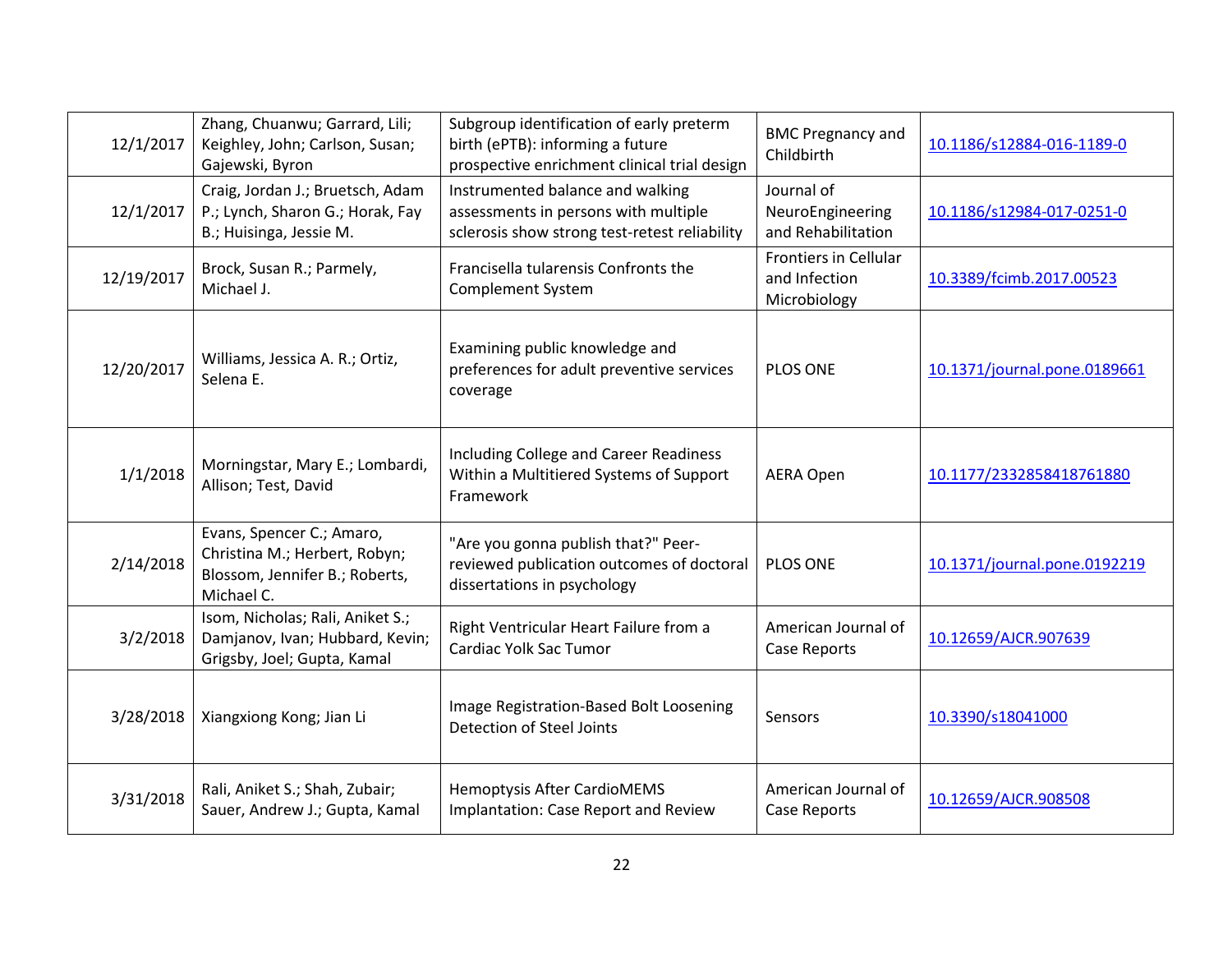| | | | | |
|---|---|---|---|---|
| 12/1/2017 | Zhang, Chuanwu; Garrard, Lili; Keighley, John; Carlson, Susan; Gajewski, Byron | Subgroup identification of early preterm birth (ePTB): informing a future prospective enrichment clinical trial design | BMC Pregnancy and Childbirth | [10.1186/s12884-016-1189-0](10.1186/s12884-016-1189-0) |
| 12/1/2017 | Craig, Jordan J.; Bruetsch, Adam P.; Lynch, Sharon G.; Horak, Fay B.; Huisinga, Jessie M. | Instrumented balance and walking assessments in persons with multiple sclerosis show strong test-retest reliability | Journal of NeuroEngineering and Rehabilitation | [10.1186/s12984-017-0251-0](10.1186/s12984-017-0251-0) |
| 12/19/2017 | Brock, Susan R.; Parmely, Michael J. | Francisella tularensis Confronts the Complement System | Frontiers in Cellular and Infection Microbiology | [10.3389/fcimb.2017.00523](10.3389/fcimb.2017.00523) |
| 12/20/2017 | Williams, Jessica A. R.; Ortiz, Selena E. | Examining public knowledge and preferences for adult preventive services coverage | PLOS ONE | [10.1371/journal.pone.0189661](10.1371/journal.pone.0189661) |
| 1/1/2018 | Morningstar, Mary E.; Lombardi, Allison; Test, David | Including College and Career Readiness Within a Multitiered Systems of Support Framework | AERA Open | [10.1177/2332858418761880](10.1177/2332858418761880) |
| 2/14/2018 | Evans, Spencer C.; Amaro, Christina M.; Herbert, Robyn; Blossom, Jennifer B.; Roberts, Michael C. | "Are you gonna publish that?" Peer-reviewed publication outcomes of doctoral dissertations in psychology | PLOS ONE | [10.1371/journal.pone.0192219](10.1371/journal.pone.0192219) |
| 3/2/2018 | Isom, Nicholas; Rali, Aniket S.; Damjanov, Ivan; Hubbard, Kevin; Grigsby, Joel; Gupta, Kamal | Right Ventricular Heart Failure from a Cardiac Yolk Sac Tumor | American Journal of Case Reports | [10.12659/AJCR.907639](10.12659/AJCR.907639) |
| 3/28/2018 | Xiangxiong Kong; Jian Li | Image Registration-Based Bolt Loosening Detection of Steel Joints | Sensors | [10.3390/s18041000](10.3390/s18041000) |
| 3/31/2018 | Rali, Aniket S.; Shah, Zubair; Sauer, Andrew J.; Gupta, Kamal | Hemoptysis After CardioMEMS Implantation: Case Report and Review | American Journal of Case Reports | [10.12659/AJCR.908508](10.12659/AJCR.908508) |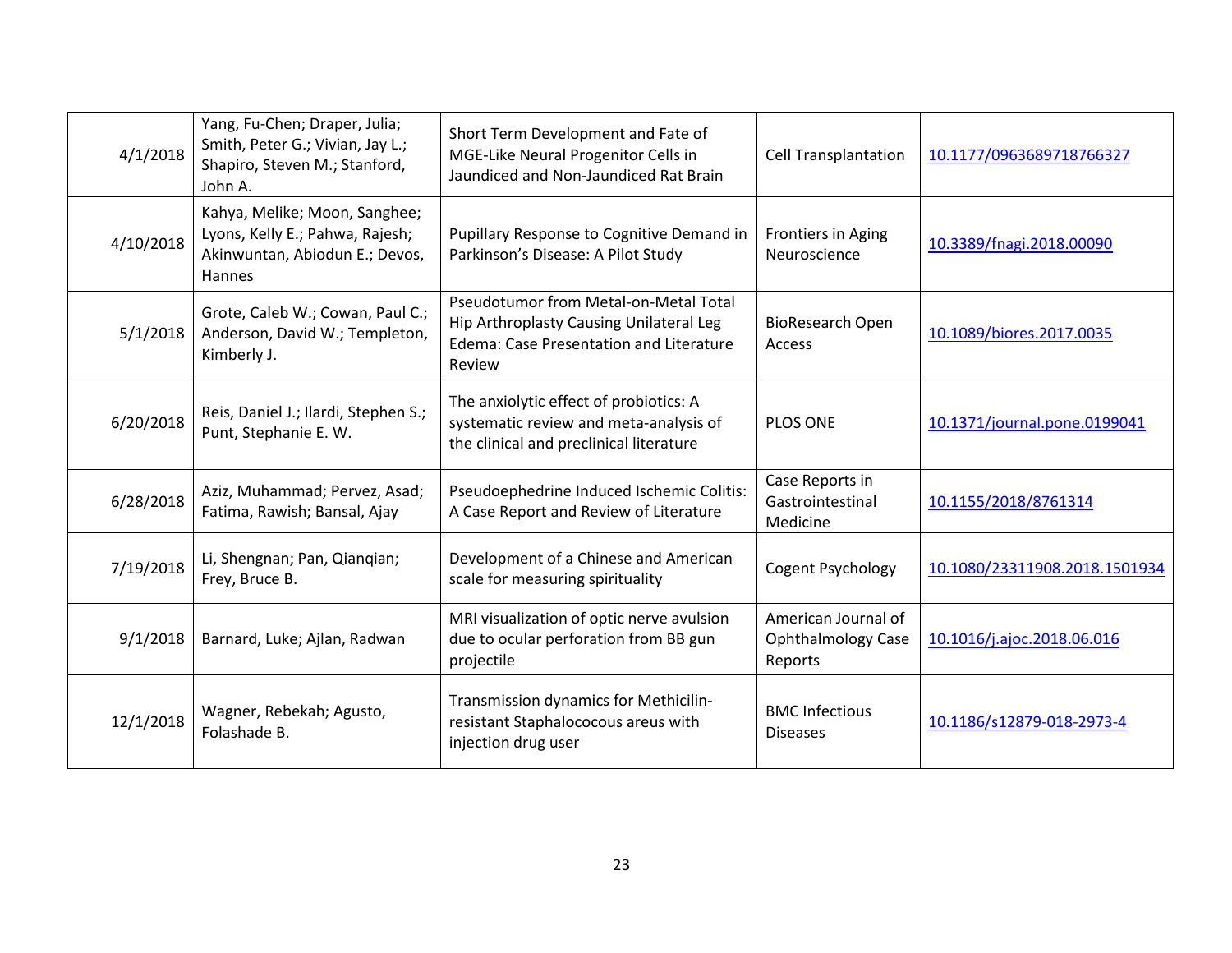| | | | | |
|---|---|---|---|---|
| 4/1/2018 | Yang, Fu-Chen; Draper, Julia; Smith, Peter G.; Vivian, Jay L.; Shapiro, Steven M.; Stanford, John A. | Short Term Development and Fate of MGE-Like Neural Progenitor Cells in Jaundiced and Non-Jaundiced Rat Brain | Cell Transplantation | [10.1177/0963689718766327](https://doi.org/10.1177/0963689718766327) |
| 4/10/2018 | Kahya, Melike; Moon, Sanghee; Lyons, Kelly E.; Pahwa, Rajesh; Akinwuntan, Abiodun E.; Devos, Hannes | Pupillary Response to Cognitive Demand in Parkinson's Disease: A Pilot Study | Frontiers in Aging Neuroscience | [10.3389/fnagi.2018.00090](https://doi.org/10.3389/fnagi.2018.00090) |
| 5/1/2018 | Grote, Caleb W.; Cowan, Paul C.; Anderson, David W.; Templeton, Kimberly J. | Pseudotumor from Metal-on-Metal Total Hip Arthroplasty Causing Unilateral Leg Edema: Case Presentation and Literature Review | BioResearch Open Access | [10.1089/biores.2017.0035](https://doi.org/10.1089/biores.2017.0035) |
| 6/20/2018 | Reis, Daniel J.; Ilardi, Stephen S.; Punt, Stephanie E. W. | The anxiolytic effect of probiotics: A systematic review and meta-analysis of the clinical and preclinical literature | PLOS ONE | [10.1371/journal.pone.0199041](https://doi.org/10.1371/journal.pone.0199041) |
| 6/28/2018 | Aziz, Muhammad; Pervez, Asad; Fatima, Rawish; Bansal, Ajay | Pseudoephedrine Induced Ischemic Colitis: A Case Report and Review of Literature | Case Reports in Gastrointestinal Medicine | [10.1155/2018/8761314](https://doi.org/10.1155/2018/8761314) |
| 7/19/2018 | Li, Shengnan; Pan, Qianqian; Frey, Bruce B. | Development of a Chinese and American scale for measuring spirituality | Cogent Psychology | [10.1080/23311908.2018.1501934](https://doi.org/10.1080/23311908.2018.1501934) |
| 9/1/2018 | Barnard, Luke; Ajlan, Radwan | MRI visualization of optic nerve avulsion due to ocular perforation from BB gun projectile | American Journal of Ophthalmology Case Reports | [10.1016/j.ajoc.2018.06.016](https://doi.org/10.1016/j.ajoc.2018.06.016) |
| 12/1/2018 | Wagner, Rebekah; Agusto, Folashade B. | Transmission dynamics for Methicilin-resistant Staphalococous areus with injection drug user | BMC Infectious Diseases | [10.1186/s12879-018-2973-4](https://doi.org/10.1186/s12879-018-2973-4) |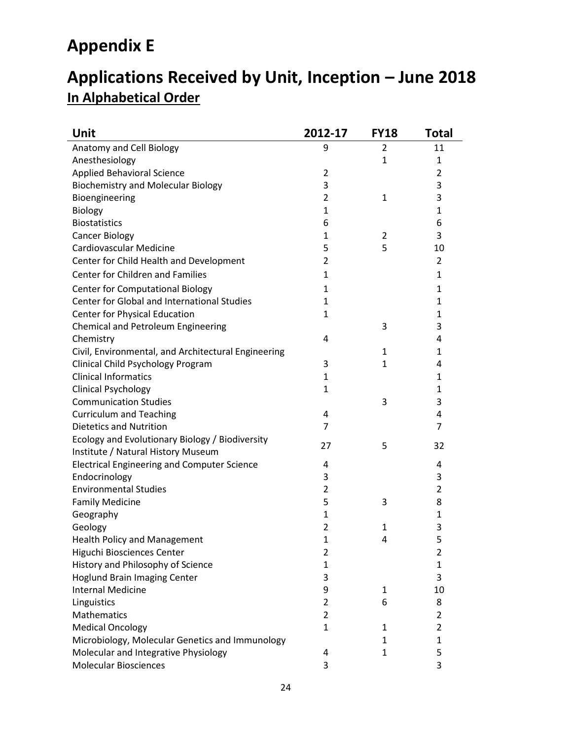# Appendix E

# Applications Received by Unit, Inception – June 2018

## In Alphabetical Order

| Unit | 2012-17 | FY18 | Total |
|---|---|---|---|
| Anatomy and Cell Biology | 9 | 2 | 11 |
| Anesthesiology | | 1 | 1 |
| Applied Behavioral Science | 2 | | 2 |
| Biochemistry and Molecular Biology | 3 | | 3 |
| Bioengineering | 2 | 1 | 3 |
| Biology | 1 | | 1 |
| Biostatistics | 6 | | 6 |
| Cancer Biology | 1 | 2 | 3 |
| Cardiovascular Medicine | 5 | 5 | 10 |
| Center for Child Health and Development | 2 | | 2 |
| Center for Children and Families | 1 | | 1 |
| Center for Computational Biology | 1 | | 1 |
| Center for Global and International Studies | 1 | | 1 |
| Center for Physical Education | 1 | | 1 |
| Chemical and Petroleum Engineering | | 3 | 3 |
| Chemistry | 4 | | 4 |
| Civil, Environmental, and Architectural Engineering | | 1 | 1 |
| Clinical Child Psychology Program | 3 | 1 | 4 |
| Clinical Informatics | 1 | | 1 |
| Clinical Psychology | 1 | | 1 |
| Communication Studies | | 3 | 3 |
| Curriculum and Teaching | 4 | | 4 |
| Dietetics and Nutrition | 7 | | 7 |
| Ecology and Evolutionary Biology / Biodiversity Institute / Natural History Museum | 27 | 5 | 32 |
| Electrical Engineering and Computer Science | 4 | | 4 |
| Endocrinology | 3 | | 3 |
| Environmental Studies | 2 | | 2 |
| Family Medicine | 5 | 3 | 8 |
| Geography | 1 | | 1 |
| Geology | 2 | 1 | 3 |
| Health Policy and Management | 1 | 4 | 5 |
| Higuchi Biosciences Center | 2 | | 2 |
| History and Philosophy of Science | 1 | | 1 |
| Hoglund Brain Imaging Center | 3 | | 3 |
| Internal Medicine | 9 | 1 | 10 |
| Linguistics | 2 | 6 | 8 |
| Mathematics | 2 | | 2 |
| Medical Oncology | 1 | 1 | 2 |
| Microbiology, Molecular Genetics and Immunology | | 1 | 1 |
| Molecular and Integrative Physiology | 4 | 1 | 5 |
| Molecular Biosciences | 3 | | 3 |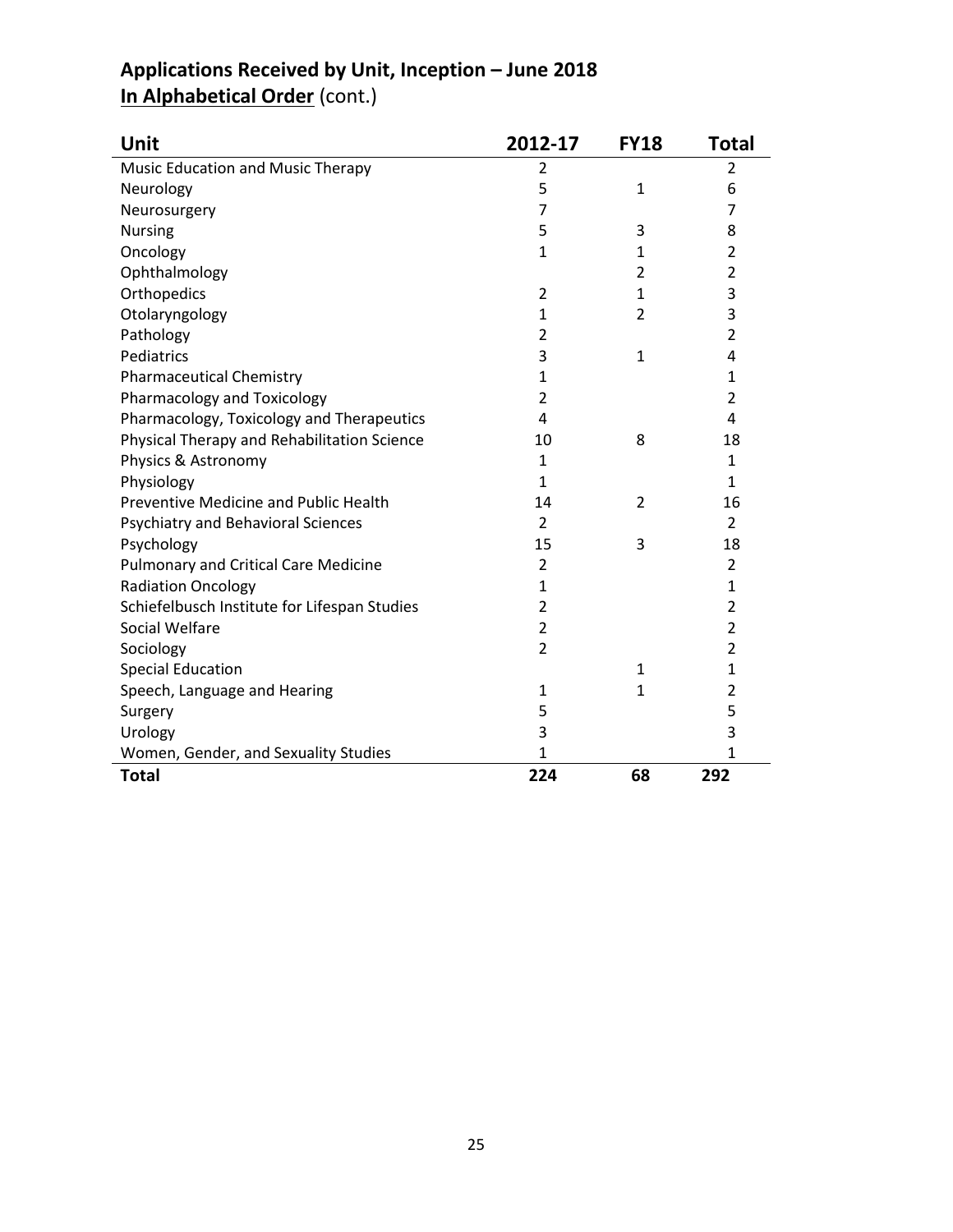## Applications Received by Unit, Inception – June 2018
**In Alphabetical Order** (cont.)

| Unit | 2012-17 | FY18 | Total |
|---|---|---|---|
| Music Education and Music Therapy | 2 | | 2 |
| Neurology | 5 | 1 | 6 |
| Neurosurgery | 7 | | 7 |
| Nursing | 5 | 3 | 8 |
| Oncology | 1 | 1 | 2 |
| Ophthalmology | | 2 | 2 |
| Orthopedics | 2 | 1 | 3 |
| Otolaryngology | 1 | 2 | 3 |
| Pathology | 2 | | 2 |
| Pediatrics | 3 | 1 | 4 |
| Pharmaceutical Chemistry | 1 | | 1 |
| Pharmacology and Toxicology | 2 | | 2 |
| Pharmacology, Toxicology and Therapeutics | 4 | | 4 |
| Physical Therapy and Rehabilitation Science | 10 | 8 | 18 |
| Physics & Astronomy | 1 | | 1 |
| Physiology | 1 | | 1 |
| Preventive Medicine and Public Health | 14 | 2 | 16 |
| Psychiatry and Behavioral Sciences | 2 | | 2 |
| Psychology | 15 | 3 | 18 |
| Pulmonary and Critical Care Medicine | 2 | | 2 |
| Radiation Oncology | 1 | | 1 |
| Schiefelbusch Institute for Lifespan Studies | 2 | | 2 |
| Social Welfare | 2 | | 2 |
| Sociology | 2 | | 2 |
| Special Education | | 1 | 1 |
| Speech, Language and Hearing | 1 | 1 | 2 |
| Surgery | 5 | | 5 |
| Urology | 3 | | 3 |
| Women, Gender, and Sexuality Studies | 1 | | 1 |
| **Total** | **224** | **68** | **292** |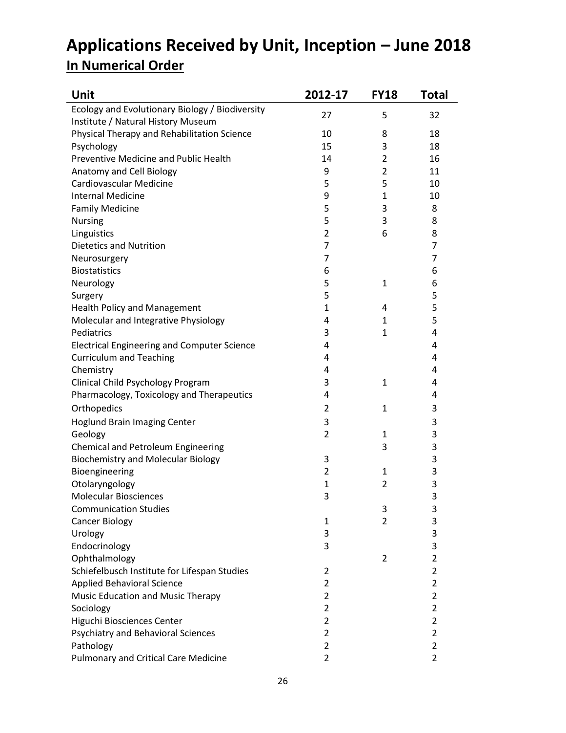# Applications Received by Unit, Inception – June 2018

## In Numerical Order

| Unit | 2012-17 | FY18 | Total |
|---|---|---|---|
| Ecology and Evolutionary Biology / Biodiversity Institute / Natural History Museum | 27 | 5 | 32 |
| Physical Therapy and Rehabilitation Science | 10 | 8 | 18 |
| Psychology | 15 | 3 | 18 |
| Preventive Medicine and Public Health | 14 | 2 | 16 |
| Anatomy and Cell Biology | 9 | 2 | 11 |
| Cardiovascular Medicine | 5 | 5 | 10 |
| Internal Medicine | 9 | 1 | 10 |
| Family Medicine | 5 | 3 | 8 |
| Nursing | 5 | 3 | 8 |
| Linguistics | 2 | 6 | 8 |
| Dietetics and Nutrition | 7 | | 7 |
| Neurosurgery | 7 | | 7 |
| Biostatistics | 6 | | 6 |
| Neurology | 5 | 1 | 6 |
| Surgery | 5 | | 5 |
| Health Policy and Management | 1 | 4 | 5 |
| Molecular and Integrative Physiology | 4 | 1 | 5 |
| Pediatrics | 3 | 1 | 4 |
| Electrical Engineering and Computer Science | 4 | | 4 |
| Curriculum and Teaching | 4 | | 4 |
| Chemistry | 4 | | 4 |
| Clinical Child Psychology Program | 3 | 1 | 4 |
| Pharmacology, Toxicology and Therapeutics | 4 | | 4 |
| Orthopedics | 2 | 1 | 3 |
| Hoglund Brain Imaging Center | 3 | | 3 |
| Geology | 2 | 1 | 3 |
| Chemical and Petroleum Engineering | | 3 | 3 |
| Biochemistry and Molecular Biology | 3 | | 3 |
| Bioengineering | 2 | 1 | 3 |
| Otolaryngology | 1 | 2 | 3 |
| Molecular Biosciences | 3 | | 3 |
| Communication Studies | | 3 | 3 |
| Cancer Biology | 1 | 2 | 3 |
| Urology | 3 | | 3 |
| Endocrinology | 3 | | 3 |
| Ophthalmology | | 2 | 2 |
| Schiefelbusch Institute for Lifespan Studies | 2 | | 2 |
| Applied Behavioral Science | 2 | | 2 |
| Music Education and Music Therapy | 2 | | 2 |
| Sociology | 2 | | 2 |
| Higuchi Biosciences Center | 2 | | 2 |
| Psychiatry and Behavioral Sciences | 2 | | 2 |
| Pathology | 2 | | 2 |
| Pulmonary and Critical Care Medicine | 2 | | 2 |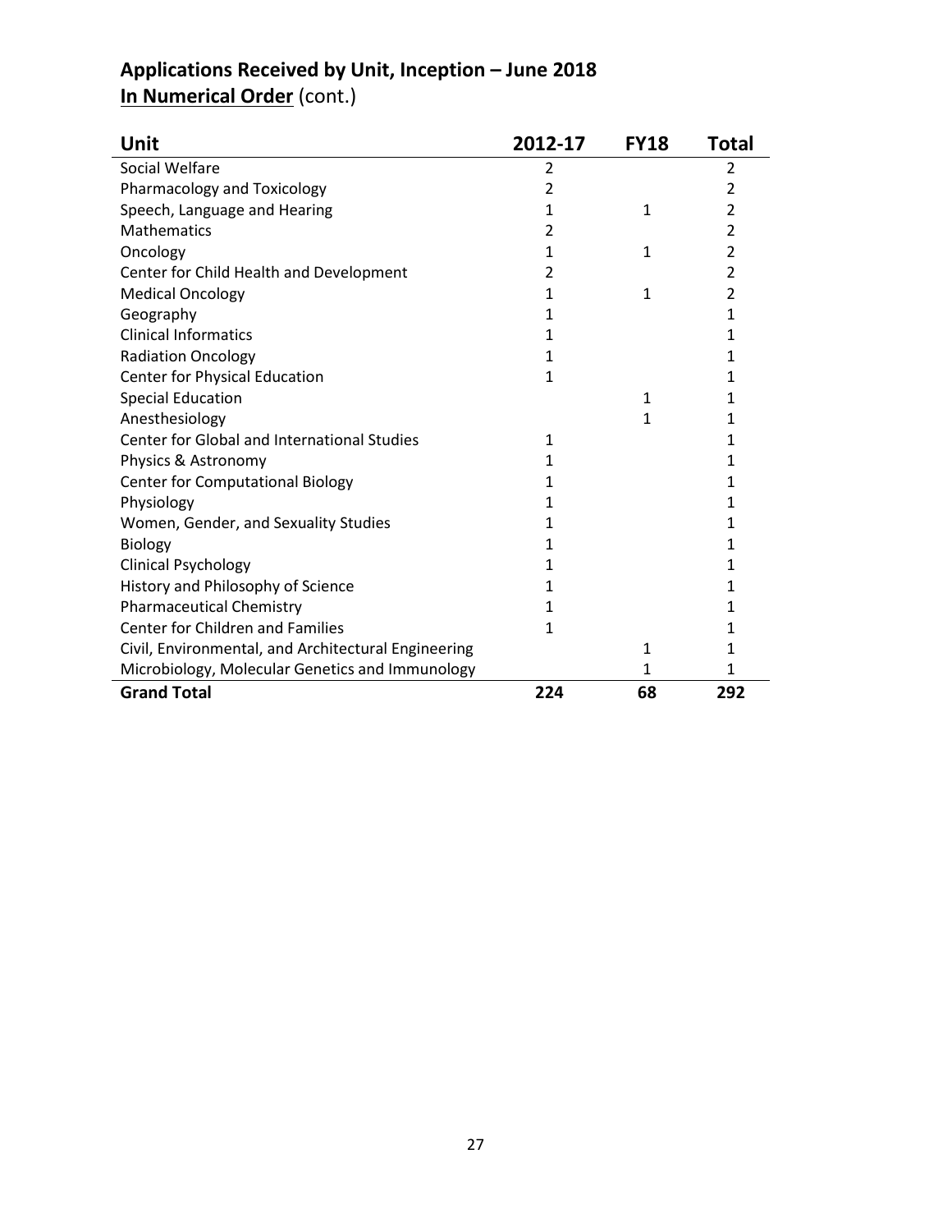## Applications Received by Unit, Inception – June 2018

**In Numerical Order** (cont.)

| Unit | 2012-17 | FY18 | Total |
|---|---|---|---|
| Social Welfare | 2 | | 2 |
| Pharmacology and Toxicology | 2 | | 2 |
| Speech, Language and Hearing | 1 | 1 | 2 |
| Mathematics | 2 | | 2 |
| Oncology | 1 | 1 | 2 |
| Center for Child Health and Development | 2 | | 2 |
| Medical Oncology | 1 | 1 | 2 |
| Geography | 1 | | 1 |
| Clinical Informatics | 1 | | 1 |
| Radiation Oncology | 1 | | 1 |
| Center for Physical Education | 1 | | 1 |
| Special Education | | 1 | 1 |
| Anesthesiology | | 1 | 1 |
| Center for Global and International Studies | 1 | | 1 |
| Physics & Astronomy | 1 | | 1 |
| Center for Computational Biology | 1 | | 1 |
| Physiology | 1 | | 1 |
| Women, Gender, and Sexuality Studies | 1 | | 1 |
| Biology | 1 | | 1 |
| Clinical Psychology | 1 | | 1 |
| History and Philosophy of Science | 1 | | 1 |
| Pharmaceutical Chemistry | 1 | | 1 |
| Center for Children and Families | 1 | | 1 |
| Civil, Environmental, and Architectural Engineering | | 1 | 1 |
| Microbiology, Molecular Genetics and Immunology | | 1 | 1 |
| **Grand Total** | **224** | **68** | **292** |